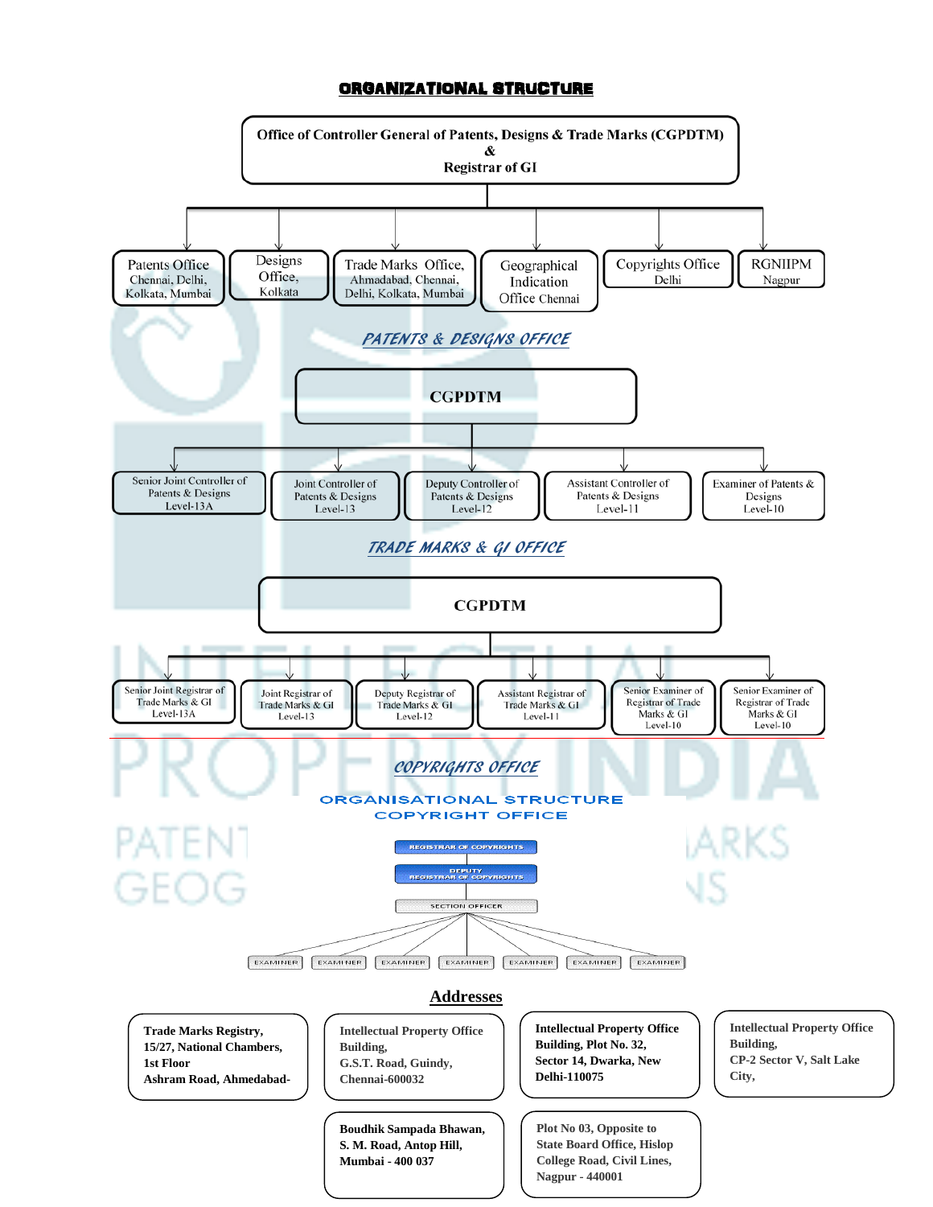# ORGANIZATIONAL STRUCTURE

**Office of Controller General of Patents, Designs & Trade Marks (CGPDTM) & Registrar of GI**

- Patents Office — Chennai, Delhi, Kolkata, Mumbai
- Designs Office, Kolkata
- Trade Marks Office, Ahmadabad, Chennai, Delhi, Kolkata, Mumbai
- Geographical Indication Office Chennai
- Copyrights Office Delhi
- RGNIIPM Nagpur

## PATENTS & DESIGNS OFFICE

**CGPDTM**

- Senior Joint Controller of Patents & Designs Level-13A
- Joint Controller of Patents & Designs Level-13
- Deputy Controller of Patents & Designs Level-12
- Assistant Controller of Patents & Designs Level-11
- Examiner of Patents & Designs Level-10

## TRADE MARKS & GI OFFICE

**CGPDTM**

- Senior Joint Registrar of Trade Marks & GI Level-13A
- Joint Registrar of Trade Marks & GI Level-13
- Deputy Registrar of Trade Marks & GI Level-12
- Assistant Registrar of Trade Marks & GI Level-11
- Senior Examiner of Registrar of Trade Marks & GI Level-10
- Senior Examiner of Registrar of Trade Marks & GI Level-10

## COPYRIGHTS OFFICE

### ORGANISATIONAL STRUCTURE COPYRIGHT OFFICE

- REGISTRAR OF COPYRIGHTS
  - DEPUTY REGISTRAR OF COPYRIGHTS
    - SECTION OFFICER
      - EXAMINER
      - EXAMINER
      - EXAMINER
      - EXAMINER
      - EXAMINER
      - EXAMINER
      - EXAMINER

## Addresses

**Trade Marks Registry, 15/27, National Chambers, 1st Floor Ashram Road, Ahmedabad-**

**Intellectual Property Office Building, G.S.T. Road, Guindy, Chennai-600032**

**Intellectual Property Office Building, Plot No. 32, Sector 14, Dwarka, New Delhi-110075**

**Intellectual Property Office Building, CP-2 Sector V, Salt Lake City,**

**Boudhik Sampada Bhawan, S. M. Road, Antop Hill, Mumbai - 400 037**

**Plot No 03, Opposite to State Board Office, Hislop College Road, Civil Lines, Nagpur - 440001**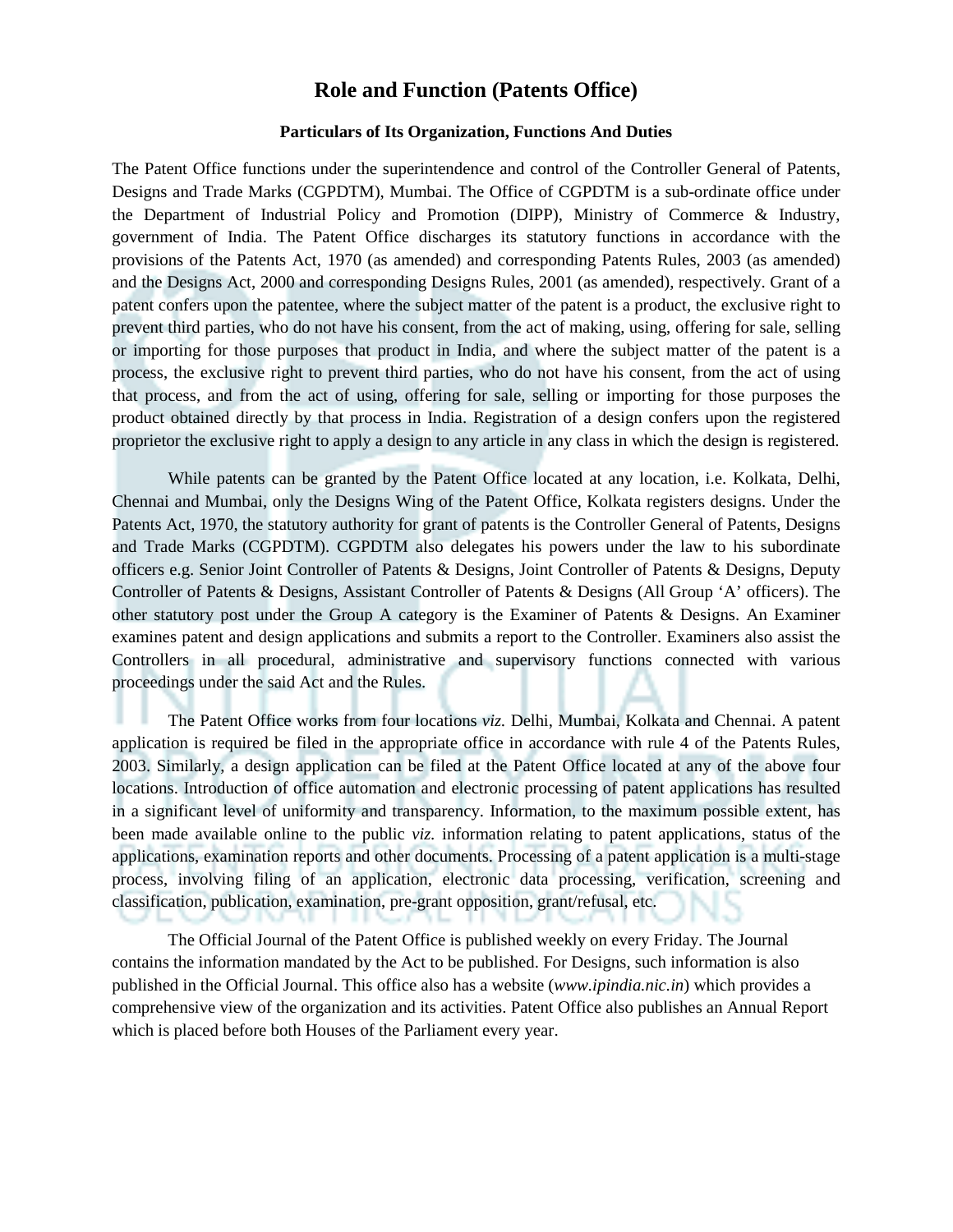# Role and Function (Patents Office)

### Particulars of Its Organization, Functions And Duties

The Patent Office functions under the superintendence and control of the Controller General of Patents, Designs and Trade Marks (CGPDTM), Mumbai. The Office of CGPDTM is a sub-ordinate office under the Department of Industrial Policy and Promotion (DIPP), Ministry of Commerce & Industry, government of India. The Patent Office discharges its statutory functions in accordance with the provisions of the Patents Act, 1970 (as amended) and corresponding Patents Rules, 2003 (as amended) and the Designs Act, 2000 and corresponding Designs Rules, 2001 (as amended), respectively. Grant of a patent confers upon the patentee, where the subject matter of the patent is a product, the exclusive right to prevent third parties, who do not have his consent, from the act of making, using, offering for sale, selling or importing for those purposes that product in India, and where the subject matter of the patent is a process, the exclusive right to prevent third parties, who do not have his consent, from the act of using that process, and from the act of using, offering for sale, selling or importing for those purposes the product obtained directly by that process in India. Registration of a design confers upon the registered proprietor the exclusive right to apply a design to any article in any class in which the design is registered.

While patents can be granted by the Patent Office located at any location, i.e. Kolkata, Delhi, Chennai and Mumbai, only the Designs Wing of the Patent Office, Kolkata registers designs. Under the Patents Act, 1970, the statutory authority for grant of patents is the Controller General of Patents, Designs and Trade Marks (CGPDTM). CGPDTM also delegates his powers under the law to his subordinate officers e.g. Senior Joint Controller of Patents & Designs, Joint Controller of Patents & Designs, Deputy Controller of Patents & Designs, Assistant Controller of Patents & Designs (All Group 'A' officers). The other statutory post under the Group A category is the Examiner of Patents & Designs. An Examiner examines patent and design applications and submits a report to the Controller. Examiners also assist the Controllers in all procedural, administrative and supervisory functions connected with various proceedings under the said Act and the Rules.

The Patent Office works from four locations *viz.* Delhi, Mumbai, Kolkata and Chennai. A patent application is required be filed in the appropriate office in accordance with rule 4 of the Patents Rules, 2003. Similarly, a design application can be filed at the Patent Office located at any of the above four locations. Introduction of office automation and electronic processing of patent applications has resulted in a significant level of uniformity and transparency. Information, to the maximum possible extent, has been made available online to the public *viz.* information relating to patent applications, status of the applications, examination reports and other documents. Processing of a patent application is a multi-stage process, involving filing of an application, electronic data processing, verification, screening and classification, publication, examination, pre-grant opposition, grant/refusal, etc.

The Official Journal of the Patent Office is published weekly on every Friday. The Journal contains the information mandated by the Act to be published. For Designs, such information is also published in the Official Journal. This office also has a website (*www.ipindia.nic.in*) which provides a comprehensive view of the organization and its activities. Patent Office also publishes an Annual Report which is placed before both Houses of the Parliament every year.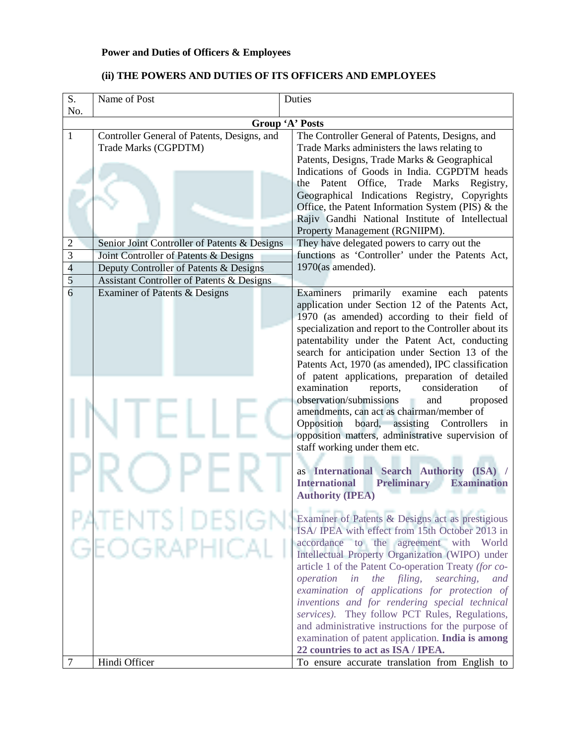**Power and Duties of Officers & Employees**

**(ii) THE POWERS AND DUTIES OF ITS OFFICERS AND EMPLOYEES**

| S. No. | Name of Post | Duties |
|---|---|---|
| | **Group 'A' Posts** | |
| 1 | Controller General of Patents, Designs, and Trade Marks (CGPDTM) | The Controller General of Patents, Designs, and Trade Marks administers the laws relating to Patents, Designs, Trade Marks & Geographical Indications of Goods in India. CGPDTM heads the Patent Office, Trade Marks Registry, Geographical Indications Registry, Copyrights Office, the Patent Information System (PIS) & the Rajiv Gandhi National Institute of Intellectual Property Management (RGNIIPM). |
| 2 | Senior Joint Controller of Patents & Designs | They have delegated powers to carry out the functions as 'Controller' under the Patents Act, 1970(as amended). |
| 3 | Joint Controller of Patents & Designs | |
| 4 | Deputy Controller of Patents & Designs | |
| 5 | Assistant Controller of Patents & Designs | |
| 6 | Examiner of Patents & Designs | Examiners primarily examine each patents application under Section 12 of the Patents Act, 1970 (as amended) according to their field of specialization and report to the Controller about its patentability under the Patent Act, conducting search for anticipation under Section 13 of the Patents Act, 1970 (as amended), IPC classification of patent applications, preparation of detailed examination reports, consideration of observation/submissions and proposed amendments, can act as chairman/member of Opposition board, assisting Controllers in opposition matters, administrative supervision of staff working under them etc.<br><br>as **International Search Authority (ISA) / International Preliminary Examination Authority (IPEA)**<br><br>Examiner of Patents & Designs act as prestigious ISA/ IPEA with effect from 15th October 2013 in accordance to the agreement with World Intellectual Property Organization (WIPO) under article 1 of the Patent Co-operation Treaty *(for co-operation in the filing, searching, and examination of applications for protection of inventions and for rendering special technical services).* They follow PCT Rules, Regulations, and administrative instructions for the purpose of examination of patent application. **India is among 22 countries to act as ISA / IPEA.** |
| 7 | Hindi Officer | To ensure accurate translation from English to |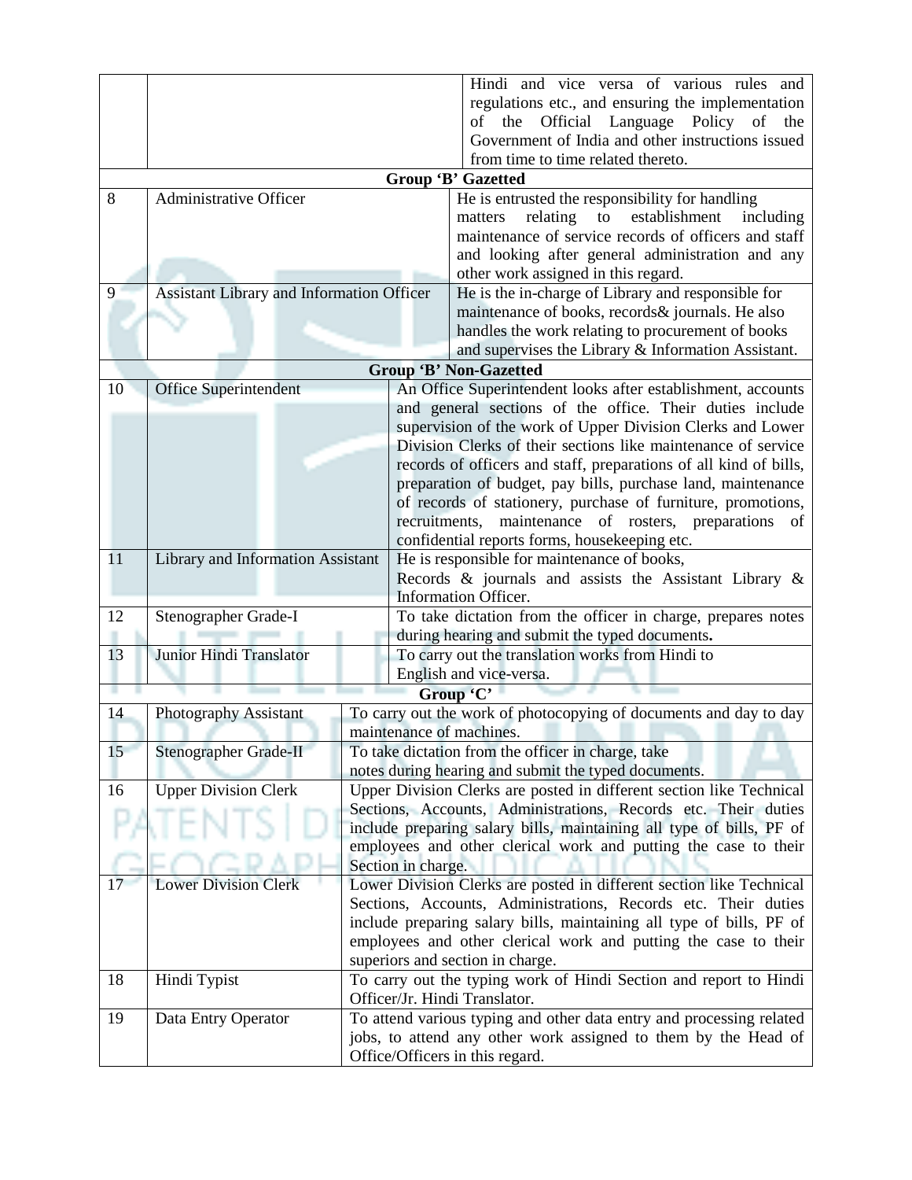| | | |
|---|---|---|
| | | Hindi and vice versa of various rules and regulations etc., and ensuring the implementation of the Official Language Policy of the Government of India and other instructions issued from time to time related thereto. |
| **Group 'B' Gazetted** | | |
| 8 | Administrative Officer | He is entrusted the responsibility for handling matters relating to establishment including maintenance of service records of officers and staff and looking after general administration and any other work assigned in this regard. |
| 9 | Assistant Library and Information Officer | He is the in-charge of Library and responsible for maintenance of books, records& journals. He also handles the work relating to procurement of books and supervises the Library & Information Assistant. |
| **Group 'B' Non-Gazetted** | | |
| 10 | Office Superintendent | An Office Superintendent looks after establishment, accounts and general sections of the office. Their duties include supervision of the work of Upper Division Clerks and Lower Division Clerks of their sections like maintenance of service records of officers and staff, preparations of all kind of bills, preparation of budget, pay bills, purchase land, maintenance of records of stationery, purchase of furniture, promotions, recruitments, maintenance of rosters, preparations of confidential reports forms, housekeeping etc. |
| 11 | Library and Information Assistant | He is responsible for maintenance of books, Records & journals and assists the Assistant Library & Information Officer. |
| 12 | Stenographer Grade-I | To take dictation from the officer in charge, prepares notes during hearing and submit the typed documents**.** |
| 13 | Junior Hindi Translator | To carry out the translation works from Hindi to English and vice-versa. |
| **Group 'C'** | | |
| 14 | Photography Assistant | To carry out the work of photocopying of documents and day to day maintenance of machines. |
| 15 | Stenographer Grade-II | To take dictation from the officer in charge, take notes during hearing and submit the typed documents. |
| 16 | Upper Division Clerk | Upper Division Clerks are posted in different section like Technical Sections, Accounts, Administrations, Records etc. Their duties include preparing salary bills, maintaining all type of bills, PF of employees and other clerical work and putting the case to their Section in charge. |
| 17 | Lower Division Clerk | Lower Division Clerks are posted in different section like Technical Sections, Accounts, Administrations, Records etc. Their duties include preparing salary bills, maintaining all type of bills, PF of employees and other clerical work and putting the case to their superiors and section in charge. |
| 18 | Hindi Typist | To carry out the typing work of Hindi Section and report to Hindi Officer/Jr. Hindi Translator. |
| 19 | Data Entry Operator | To attend various typing and other data entry and processing related jobs, to attend any other work assigned to them by the Head of Office/Officers in this regard. |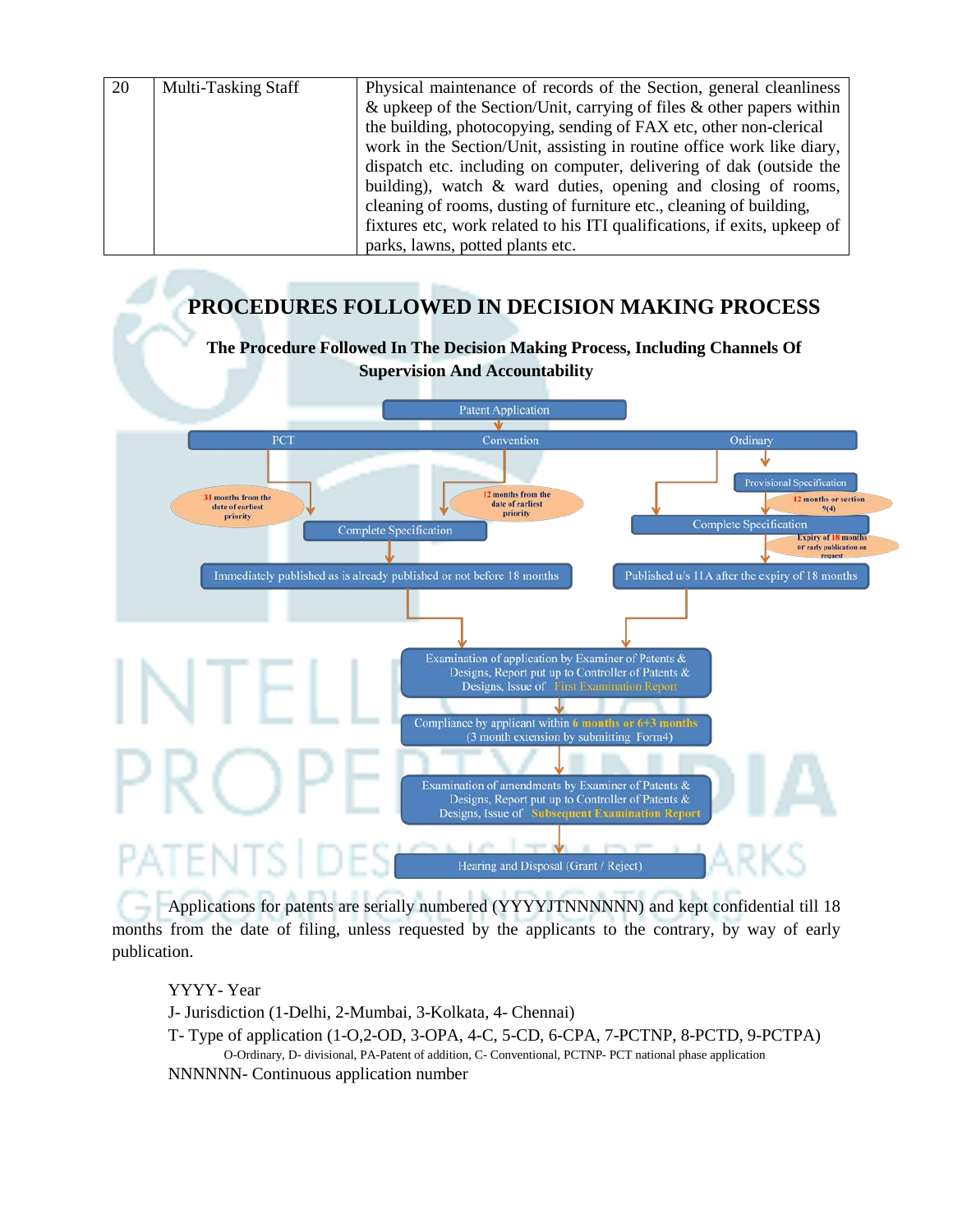| 20 | Multi-Tasking Staff | Physical maintenance of records of the Section, general cleanliness & upkeep of the Section/Unit, carrying of files & other papers within the building, photocopying, sending of FAX etc, other non-clerical work in the Section/Unit, assisting in routine office work like diary, dispatch etc. including on computer, delivering of dak (outside the building), watch & ward duties, opening and closing of rooms, cleaning of rooms, dusting of furniture etc., cleaning of building, fixtures etc, work related to his ITI qualifications, if exits, upkeep of parks, lawns, potted plants etc. |
|---|---|---|

## PROCEDURES FOLLOWED IN DECISION MAKING PROCESS

**The Procedure Followed In The Decision Making Process, Including Channels Of Supervision And Accountability**

Patent Application

PCT | Convention | Ordinary

31 months from the date of earliest priority

12 months from the date of earliest priority

Provisional Specification

12 months or section 9(4)

Complete Specification

Complete Specification

Expiry of 18 months or early publication on request

Immediately published as is already published or not before 18 months

Published u/s 11A after the expiry of 18 months

Examination of application by Examiner of Patents & Designs, Report put up to Controller of Patents & Designs, Issue of First Examination Report

Compliance by applicant within 6 months or 6+3 months (3 month extension by submitting Form4)

Examination of amendments by Examiner of Patents & Designs, Report put up to Controller of Patents & Designs, Issue of Subsequent Examination Report

Hearing and Disposal (Grant / Reject)

Applications for patents are serially numbered (YYYYJTNNNNNN) and kept confidential till 18 months from the date of filing, unless requested by the applicants to the contrary, by way of early publication.

YYYY- Year

J- Jurisdiction (1-Delhi, 2-Mumbai, 3-Kolkata, 4- Chennai)

T- Type of application (1-O,2-OD, 3-OPA, 4-C, 5-CD, 6-CPA, 7-PCTNP, 8-PCTD, 9-PCTPA)

O-Ordinary, D- divisional, PA-Patent of addition, C- Conventional, PCTNP- PCT national phase application

NNNNNN- Continuous application number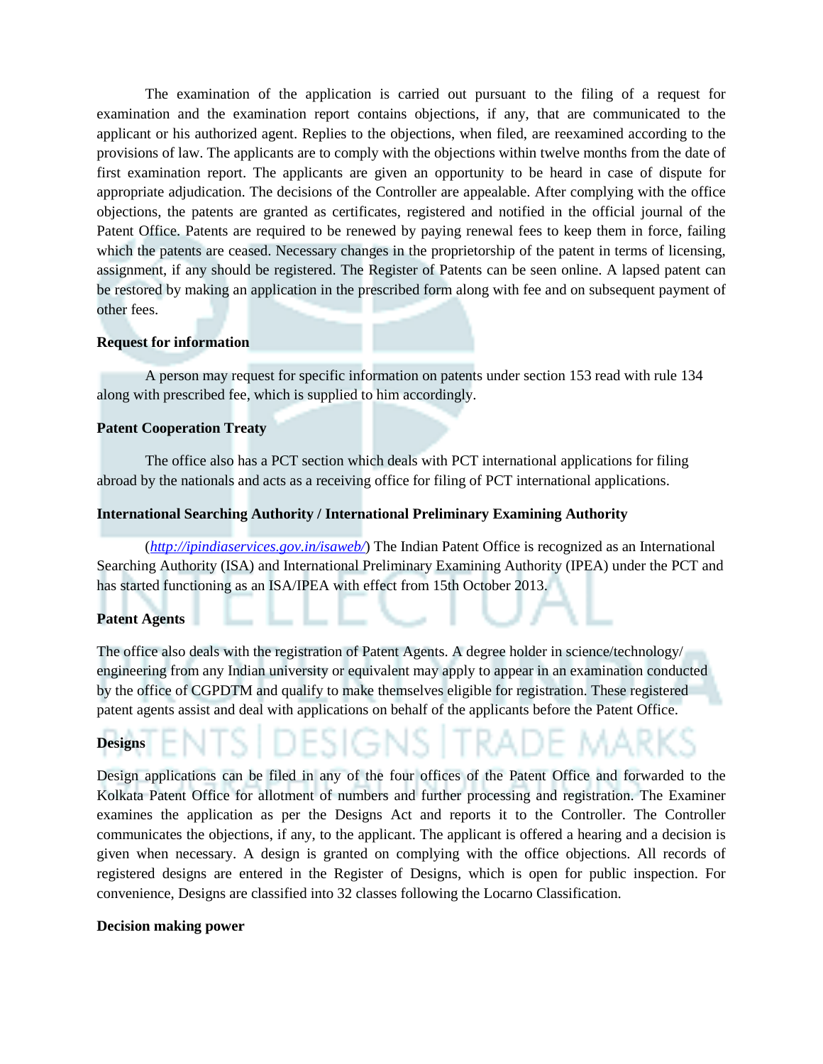The examination of the application is carried out pursuant to the filing of a request for examination and the examination report contains objections, if any, that are communicated to the applicant or his authorized agent. Replies to the objections, when filed, are reexamined according to the provisions of law. The applicants are to comply with the objections within twelve months from the date of first examination report. The applicants are given an opportunity to be heard in case of dispute for appropriate adjudication. The decisions of the Controller are appealable. After complying with the office objections, the patents are granted as certificates, registered and notified in the official journal of the Patent Office. Patents are required to be renewed by paying renewal fees to keep them in force, failing which the patents are ceased. Necessary changes in the proprietorship of the patent in terms of licensing, assignment, if any should be registered. The Register of Patents can be seen online. A lapsed patent can be restored by making an application in the prescribed form along with fee and on subsequent payment of other fees.

**Request for information**

A person may request for specific information on patents under section 153 read with rule 134 along with prescribed fee, which is supplied to him accordingly.

**Patent Cooperation Treaty**

The office also has a PCT section which deals with PCT international applications for filing abroad by the nationals and acts as a receiving office for filing of PCT international applications.

**International Searching Authority / International Preliminary Examining Authority**

(*http://ipindiaservices.gov.in/isaweb/*) The Indian Patent Office is recognized as an International Searching Authority (ISA) and International Preliminary Examining Authority (IPEA) under the PCT and has started functioning as an ISA/IPEA with effect from 15th October 2013.

**Patent Agents**

The office also deals with the registration of Patent Agents. A degree holder in science/technology/ engineering from any Indian university or equivalent may apply to appear in an examination conducted by the office of CGPDTM and qualify to make themselves eligible for registration. These registered patent agents assist and deal with applications on behalf of the applicants before the Patent Office.

**Designs**

Design applications can be filed in any of the four offices of the Patent Office and forwarded to the Kolkata Patent Office for allotment of numbers and further processing and registration. The Examiner examines the application as per the Designs Act and reports it to the Controller. The Controller communicates the objections, if any, to the applicant. The applicant is offered a hearing and a decision is given when necessary. A design is granted on complying with the office objections. All records of registered designs are entered in the Register of Designs, which is open for public inspection. For convenience, Designs are classified into 32 classes following the Locarno Classification.

**Decision making power**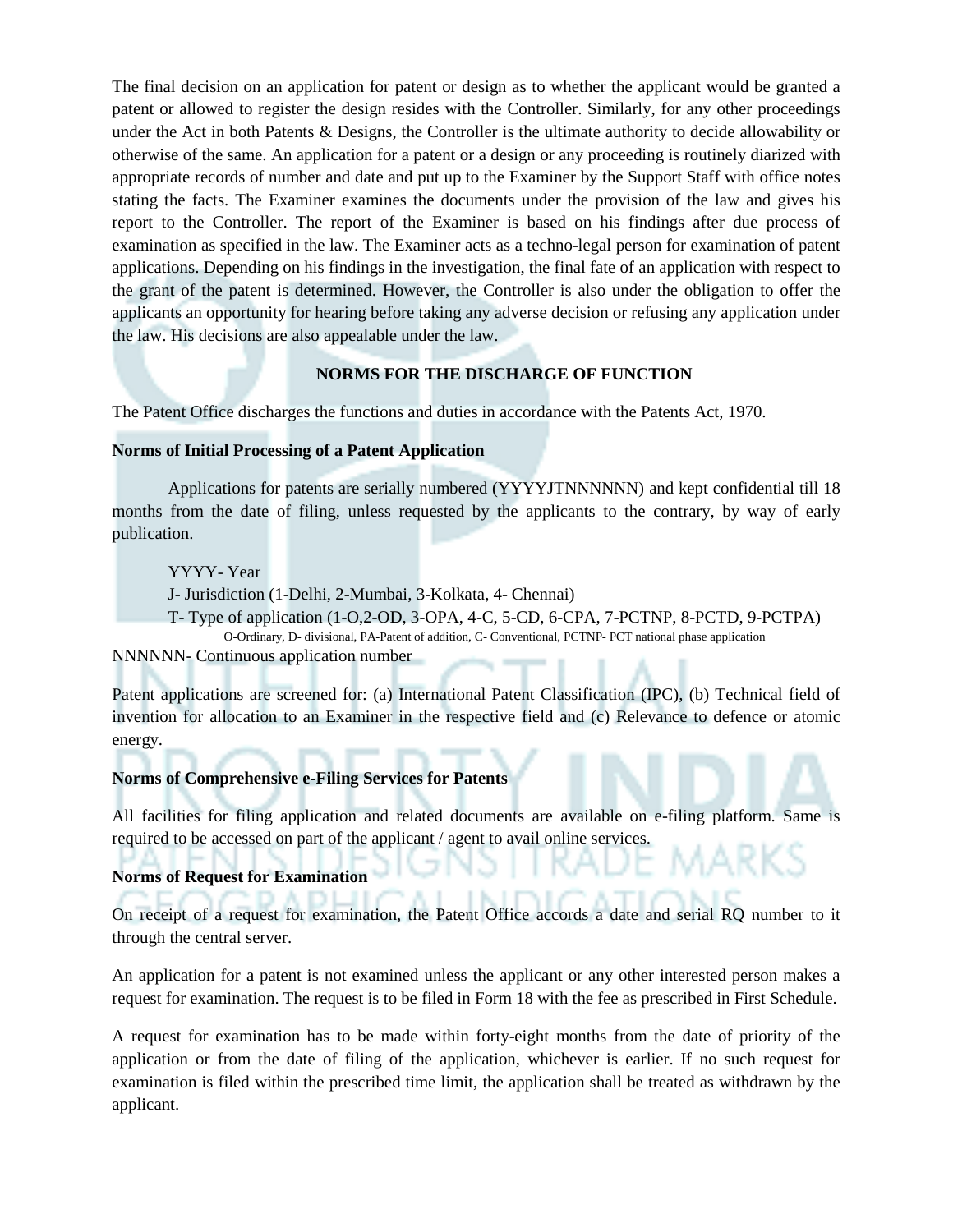The final decision on an application for patent or design as to whether the applicant would be granted a patent or allowed to register the design resides with the Controller. Similarly, for any other proceedings under the Act in both Patents & Designs, the Controller is the ultimate authority to decide allowability or otherwise of the same. An application for a patent or a design or any proceeding is routinely diarized with appropriate records of number and date and put up to the Examiner by the Support Staff with office notes stating the facts. The Examiner examines the documents under the provision of the law and gives his report to the Controller. The report of the Examiner is based on his findings after due process of examination as specified in the law. The Examiner acts as a techno-legal person for examination of patent applications. Depending on his findings in the investigation, the final fate of an application with respect to the grant of the patent is determined. However, the Controller is also under the obligation to offer the applicants an opportunity for hearing before taking any adverse decision or refusing any application under the law. His decisions are also appealable under the law.

## NORMS FOR THE DISCHARGE OF FUNCTION

The Patent Office discharges the functions and duties in accordance with the Patents Act, 1970.

**Norms of Initial Processing of a Patent Application**

Applications for patents are serially numbered (YYYYJTNNNNNN) and kept confidential till 18 months from the date of filing, unless requested by the applicants to the contrary, by way of early publication.

YYYY- Year

J- Jurisdiction (1-Delhi, 2-Mumbai, 3-Kolkata, 4- Chennai)

T- Type of application (1-O,2-OD, 3-OPA, 4-C, 5-CD, 6-CPA, 7-PCTNP, 8-PCTD, 9-PCTPA)

O-Ordinary, D- divisional, PA-Patent of addition, C- Conventional, PCTNP- PCT national phase application

NNNNNN- Continuous application number

Patent applications are screened for: (a) International Patent Classification (IPC), (b) Technical field of invention for allocation to an Examiner in the respective field and (c) Relevance to defence or atomic energy.

**Norms of Comprehensive e-Filing Services for Patents**

All facilities for filing application and related documents are available on e-filing platform. Same is required to be accessed on part of the applicant / agent to avail online services.

**Norms of Request for Examination**

On receipt of a request for examination, the Patent Office accords a date and serial RQ number to it through the central server.

An application for a patent is not examined unless the applicant or any other interested person makes a request for examination. The request is to be filed in Form 18 with the fee as prescribed in First Schedule.

A request for examination has to be made within forty-eight months from the date of priority of the application or from the date of filing of the application, whichever is earlier. If no such request for examination is filed within the prescribed time limit, the application shall be treated as withdrawn by the applicant.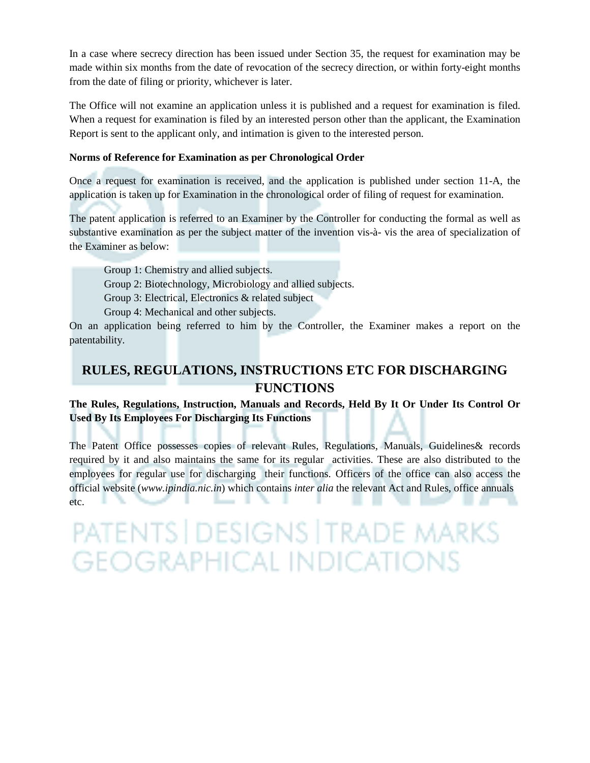In a case where secrecy direction has been issued under Section 35, the request for examination may be made within six months from the date of revocation of the secrecy direction, or within forty-eight months from the date of filing or priority, whichever is later.

The Office will not examine an application unless it is published and a request for examination is filed. When a request for examination is filed by an interested person other than the applicant, the Examination Report is sent to the applicant only, and intimation is given to the interested person.

**Norms of Reference for Examination as per Chronological Order**

Once a request for examination is received, and the application is published under section 11-A, the application is taken up for Examination in the chronological order of filing of request for examination.

The patent application is referred to an Examiner by the Controller for conducting the formal as well as substantive examination as per the subject matter of the invention vis-à- vis the area of specialization of the Examiner as below:

Group 1: Chemistry and allied subjects.
Group 2: Biotechnology, Microbiology and allied subjects.
Group 3: Electrical, Electronics & related subject
Group 4: Mechanical and other subjects.

On an application being referred to him by the Controller, the Examiner makes a report on the patentability.

## RULES, REGULATIONS, INSTRUCTIONS ETC FOR DISCHARGING FUNCTIONS

**The Rules, Regulations, Instruction, Manuals and Records, Held By It Or Under Its Control Or Used By Its Employees For Discharging Its Functions**

The Patent Office possesses copies of relevant Rules, Regulations, Manuals, Guidelines& records required by it and also maintains the same for its regular activities. These are also distributed to the employees for regular use for discharging their functions. Officers of the office can also access the official website (*www.ipindia.nic.in*) which contains *inter alia* the relevant Act and Rules, office annuals etc.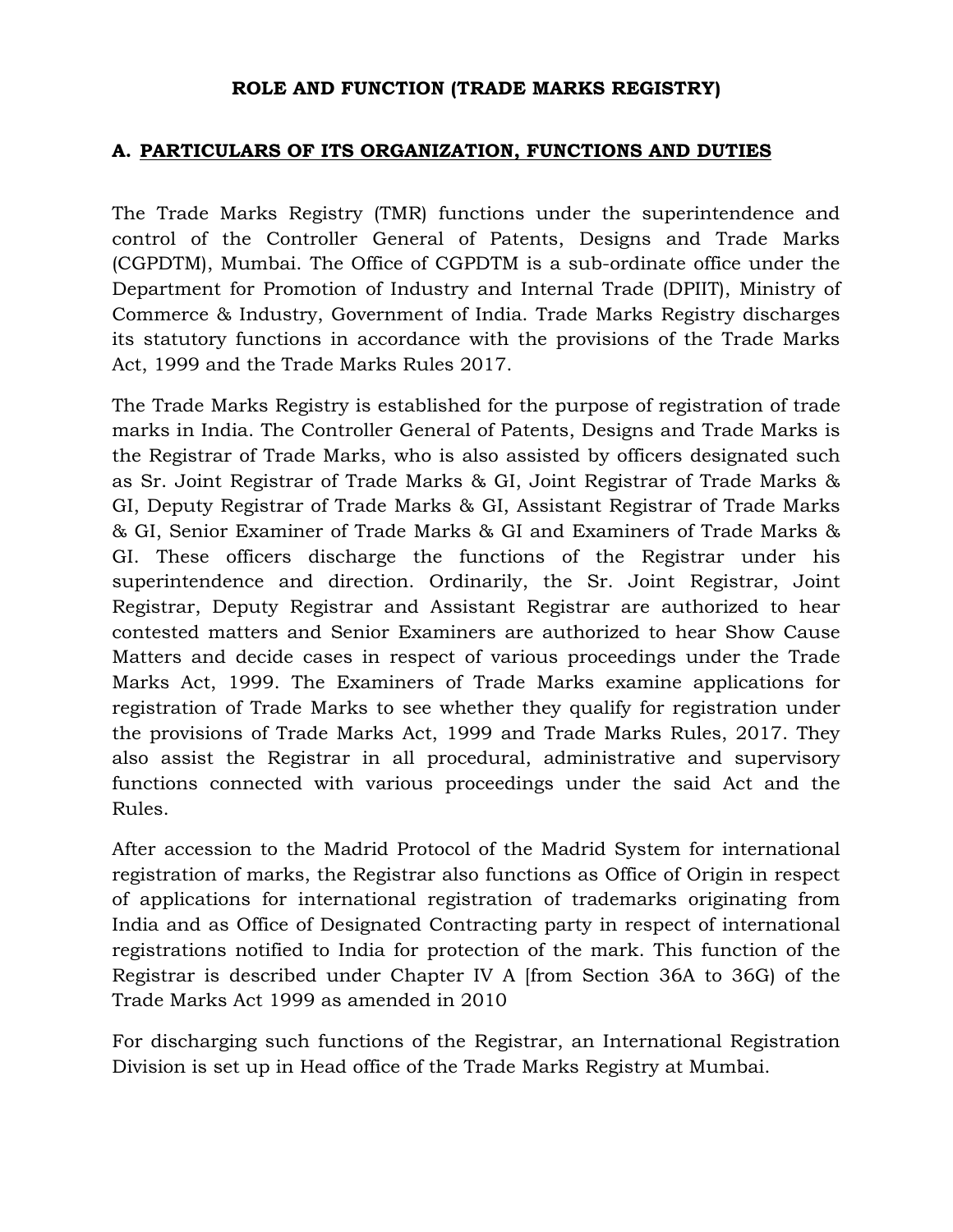## ROLE AND FUNCTION (TRADE MARKS REGISTRY)

### A. PARTICULARS OF ITS ORGANIZATION, FUNCTIONS AND DUTIES

The Trade Marks Registry (TMR) functions under the superintendence and control of the Controller General of Patents, Designs and Trade Marks (CGPDTM), Mumbai. The Office of CGPDTM is a sub-ordinate office under the Department for Promotion of Industry and Internal Trade (DPIIT), Ministry of Commerce & Industry, Government of India. Trade Marks Registry discharges its statutory functions in accordance with the provisions of the Trade Marks Act, 1999 and the Trade Marks Rules 2017.

The Trade Marks Registry is established for the purpose of registration of trade marks in India. The Controller General of Patents, Designs and Trade Marks is the Registrar of Trade Marks, who is also assisted by officers designated such as Sr. Joint Registrar of Trade Marks & GI, Joint Registrar of Trade Marks & GI, Deputy Registrar of Trade Marks & GI, Assistant Registrar of Trade Marks & GI, Senior Examiner of Trade Marks & GI and Examiners of Trade Marks & GI. These officers discharge the functions of the Registrar under his superintendence and direction. Ordinarily, the Sr. Joint Registrar, Joint Registrar, Deputy Registrar and Assistant Registrar are authorized to hear contested matters and Senior Examiners are authorized to hear Show Cause Matters and decide cases in respect of various proceedings under the Trade Marks Act, 1999. The Examiners of Trade Marks examine applications for registration of Trade Marks to see whether they qualify for registration under the provisions of Trade Marks Act, 1999 and Trade Marks Rules, 2017. They also assist the Registrar in all procedural, administrative and supervisory functions connected with various proceedings under the said Act and the Rules.

After accession to the Madrid Protocol of the Madrid System for international registration of marks, the Registrar also functions as Office of Origin in respect of applications for international registration of trademarks originating from India and as Office of Designated Contracting party in respect of international registrations notified to India for protection of the mark. This function of the Registrar is described under Chapter IV A [from Section 36A to 36G) of the Trade Marks Act 1999 as amended in 2010

For discharging such functions of the Registrar, an International Registration Division is set up in Head office of the Trade Marks Registry at Mumbai.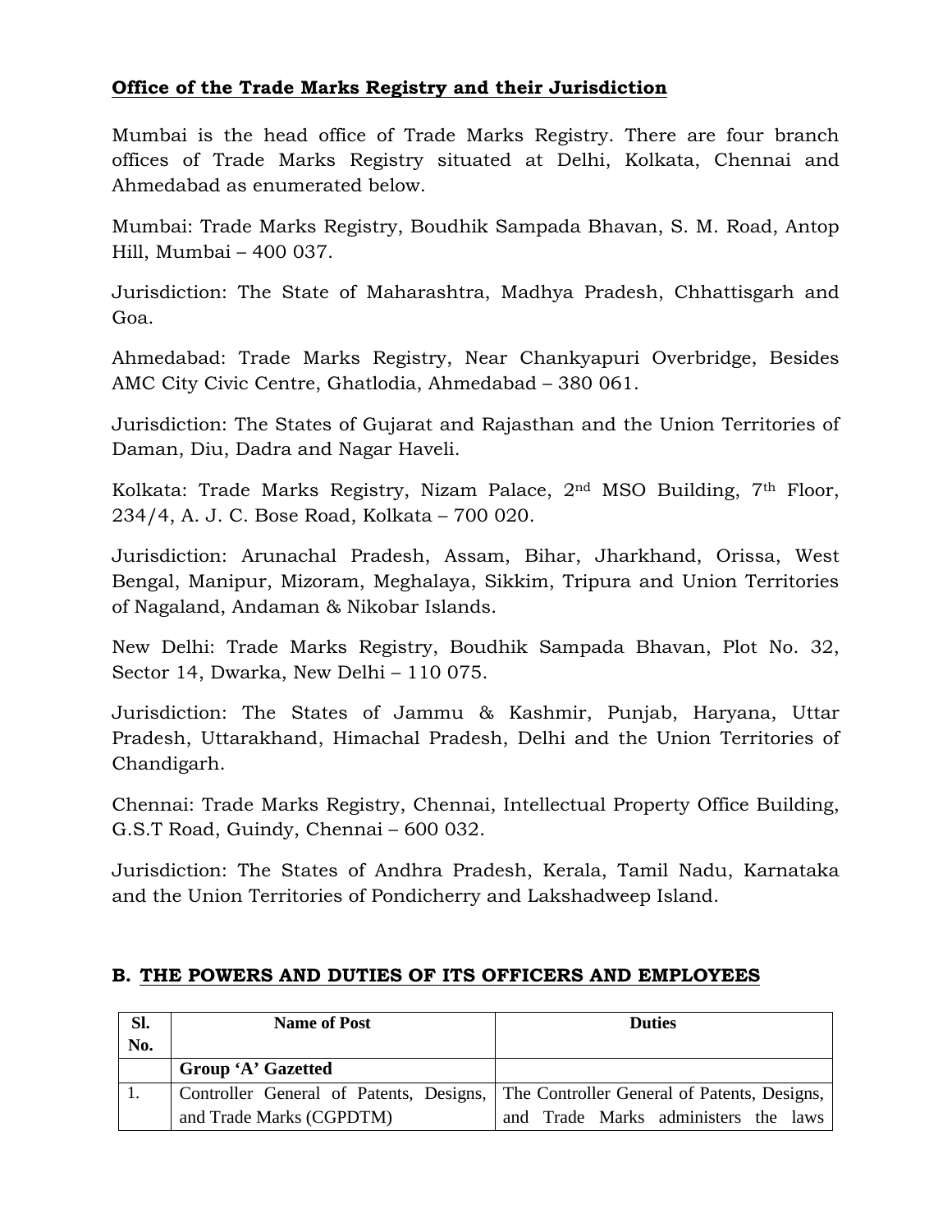**Office of the Trade Marks Registry and their Jurisdiction**

Mumbai is the head office of Trade Marks Registry. There are four branch offices of Trade Marks Registry situated at Delhi, Kolkata, Chennai and Ahmedabad as enumerated below.

Mumbai: Trade Marks Registry, Boudhik Sampada Bhavan, S. M. Road, Antop Hill, Mumbai – 400 037.

Jurisdiction: The State of Maharashtra, Madhya Pradesh, Chhattisgarh and Goa.

Ahmedabad: Trade Marks Registry, Near Chankyapuri Overbridge, Besides AMC City Civic Centre, Ghatlodia, Ahmedabad – 380 061.

Jurisdiction: The States of Gujarat and Rajasthan and the Union Territories of Daman, Diu, Dadra and Nagar Haveli.

Kolkata: Trade Marks Registry, Nizam Palace, 2nd MSO Building, 7th Floor, 234/4, A. J. C. Bose Road, Kolkata – 700 020.

Jurisdiction: Arunachal Pradesh, Assam, Bihar, Jharkhand, Orissa, West Bengal, Manipur, Mizoram, Meghalaya, Sikkim, Tripura and Union Territories of Nagaland, Andaman & Nikobar Islands.

New Delhi: Trade Marks Registry, Boudhik Sampada Bhavan, Plot No. 32, Sector 14, Dwarka, New Delhi – 110 075.

Jurisdiction: The States of Jammu & Kashmir, Punjab, Haryana, Uttar Pradesh, Uttarakhand, Himachal Pradesh, Delhi and the Union Territories of Chandigarh.

Chennai: Trade Marks Registry, Chennai, Intellectual Property Office Building, G.S.T Road, Guindy, Chennai – 600 032.

Jurisdiction: The States of Andhra Pradesh, Kerala, Tamil Nadu, Karnataka and the Union Territories of Pondicherry and Lakshadweep Island.

## B. THE POWERS AND DUTIES OF ITS OFFICERS AND EMPLOYEES

| Sl. No. | Name of Post | Duties |
|---|---|---|
| | **Group 'A' Gazetted** | |
| 1. | Controller General of Patents, Designs, and Trade Marks (CGPDTM) | The Controller General of Patents, Designs, and Trade Marks administers the laws |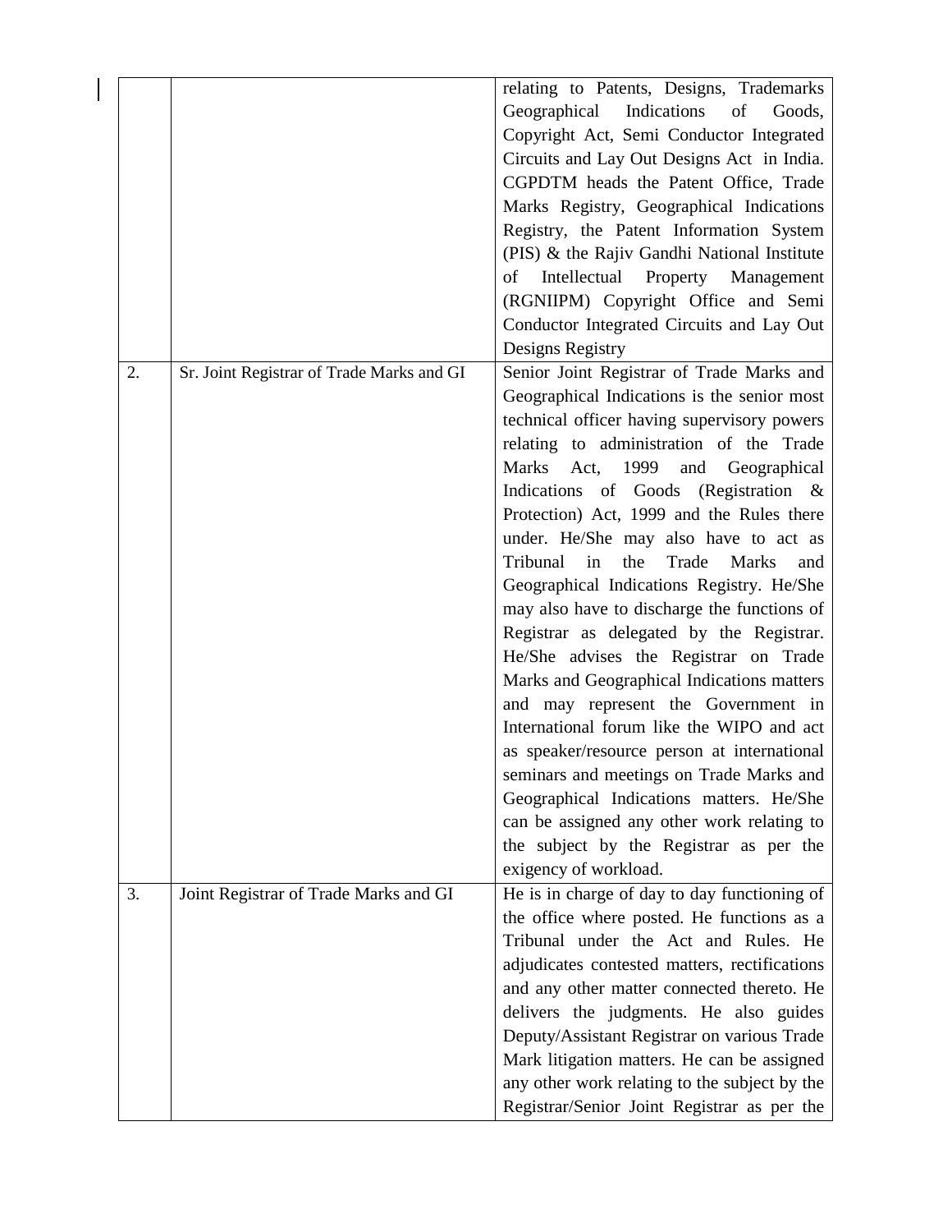| | | |
|---|---|---|
| | | relating to Patents, Designs, Trademarks Geographical Indications of Goods, Copyright Act, Semi Conductor Integrated Circuits and Lay Out Designs Act in India. CGPDTM heads the Patent Office, Trade Marks Registry, Geographical Indications Registry, the Patent Information System (PIS) & the Rajiv Gandhi National Institute of Intellectual Property Management (RGNIIPM) Copyright Office and Semi Conductor Integrated Circuits and Lay Out Designs Registry |
| 2. | Sr. Joint Registrar of Trade Marks and GI | Senior Joint Registrar of Trade Marks and Geographical Indications is the senior most technical officer having supervisory powers relating to administration of the Trade Marks Act, 1999 and Geographical Indications of Goods (Registration & Protection) Act, 1999 and the Rules there under. He/She may also have to act as Tribunal in the Trade Marks and Geographical Indications Registry. He/She may also have to discharge the functions of Registrar as delegated by the Registrar. He/She advises the Registrar on Trade Marks and Geographical Indications matters and may represent the Government in International forum like the WIPO and act as speaker/resource person at international seminars and meetings on Trade Marks and Geographical Indications matters. He/She can be assigned any other work relating to the subject by the Registrar as per the exigency of workload. |
| 3. | Joint Registrar of Trade Marks and GI | He is in charge of day to day functioning of the office where posted. He functions as a Tribunal under the Act and Rules. He adjudicates contested matters, rectifications and any other matter connected thereto. He delivers the judgments. He also guides Deputy/Assistant Registrar on various Trade Mark litigation matters. He can be assigned any other work relating to the subject by the Registrar/Senior Joint Registrar as per the |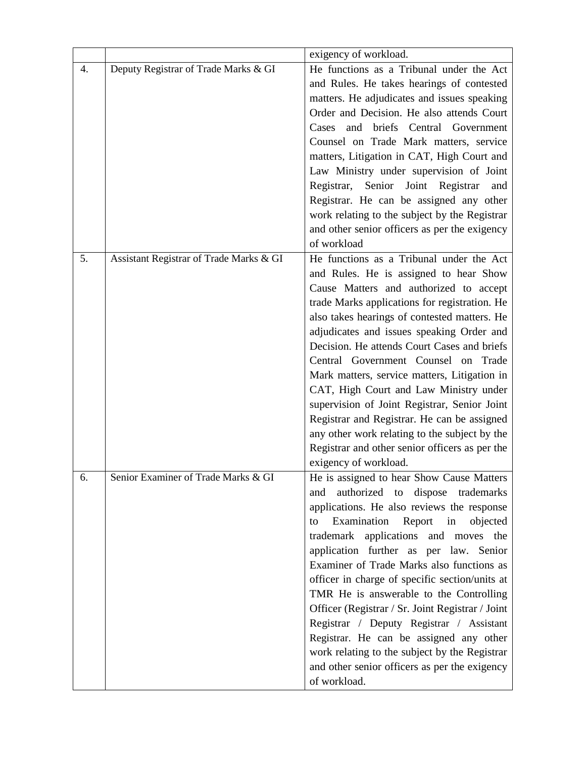| | | |
|---|---|---|
| | | exigency of workload. |
| 4. | Deputy Registrar of Trade Marks & GI | He functions as a Tribunal under the Act and Rules. He takes hearings of contested matters. He adjudicates and issues speaking Order and Decision. He also attends Court Cases and briefs Central Government Counsel on Trade Mark matters, service matters, Litigation in CAT, High Court and Law Ministry under supervision of Joint Registrar, Senior Joint Registrar and Registrar. He can be assigned any other work relating to the subject by the Registrar and other senior officers as per the exigency of workload |
| 5. | Assistant Registrar of Trade Marks & GI | He functions as a Tribunal under the Act and Rules. He is assigned to hear Show Cause Matters and authorized to accept trade Marks applications for registration. He also takes hearings of contested matters. He adjudicates and issues speaking Order and Decision. He attends Court Cases and briefs Central Government Counsel on Trade Mark matters, service matters, Litigation in CAT, High Court and Law Ministry under supervision of Joint Registrar, Senior Joint Registrar and Registrar. He can be assigned any other work relating to the subject by the Registrar and other senior officers as per the exigency of workload. |
| 6. | Senior Examiner of Trade Marks & GI | He is assigned to hear Show Cause Matters and authorized to dispose trademarks applications. He also reviews the response to Examination Report in objected trademark applications and moves the application further as per law. Senior Examiner of Trade Marks also functions as officer in charge of specific section/units at TMR He is answerable to the Controlling Officer (Registrar / Sr. Joint Registrar / Joint Registrar / Deputy Registrar / Assistant Registrar. He can be assigned any other work relating to the subject by the Registrar and other senior officers as per the exigency of workload. |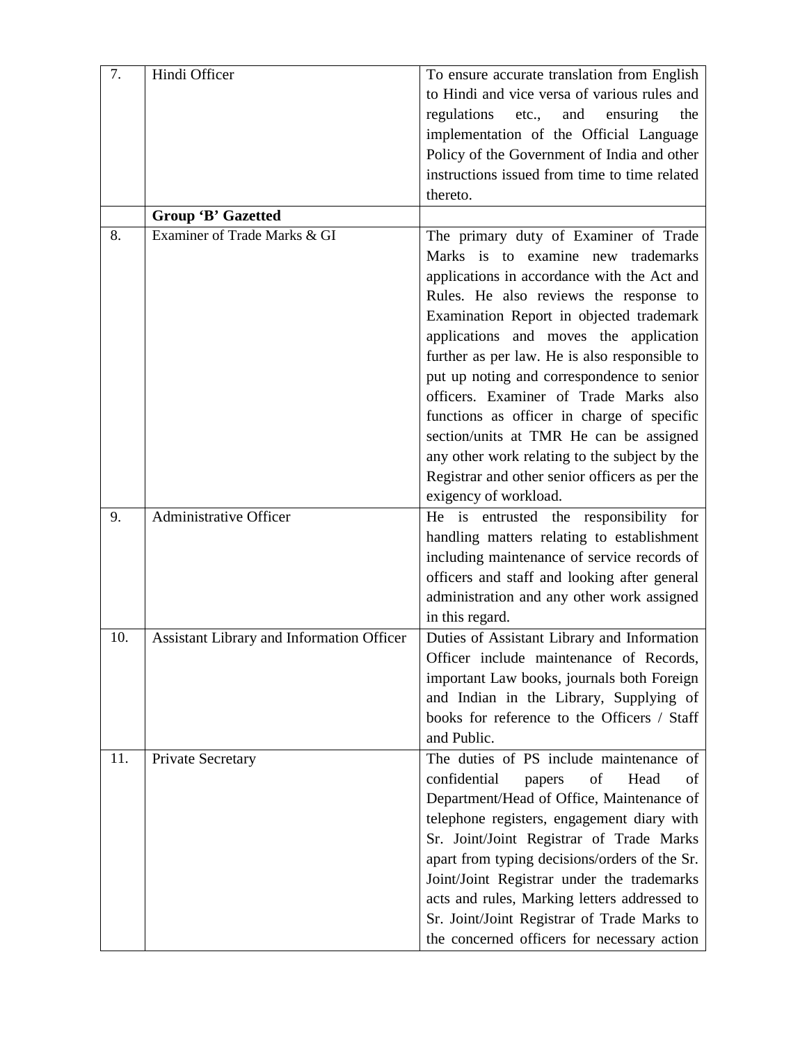| | | |
|---|---|---|
| 7. | Hindi Officer | To ensure accurate translation from English to Hindi and vice versa of various rules and regulations etc., and ensuring the implementation of the Official Language Policy of the Government of India and other instructions issued from time to time related thereto. |
| | **Group 'B' Gazetted** | |
| 8. | Examiner of Trade Marks & GI | The primary duty of Examiner of Trade Marks is to examine new trademarks applications in accordance with the Act and Rules. He also reviews the response to Examination Report in objected trademark applications and moves the application further as per law. He is also responsible to put up noting and correspondence to senior officers. Examiner of Trade Marks also functions as officer in charge of specific section/units at TMR He can be assigned any other work relating to the subject by the Registrar and other senior officers as per the exigency of workload. |
| 9. | Administrative Officer | He is entrusted the responsibility for handling matters relating to establishment including maintenance of service records of officers and staff and looking after general administration and any other work assigned in this regard. |
| 10. | Assistant Library and Information Officer | Duties of Assistant Library and Information Officer include maintenance of Records, important Law books, journals both Foreign and Indian in the Library, Supplying of books for reference to the Officers / Staff and Public. |
| 11. | Private Secretary | The duties of PS include maintenance of confidential papers of Head of Department/Head of Office, Maintenance of telephone registers, engagement diary with Sr. Joint/Joint Registrar of Trade Marks apart from typing decisions/orders of the Sr. Joint/Joint Registrar under the trademarks acts and rules, Marking letters addressed to Sr. Joint/Joint Registrar of Trade Marks to the concerned officers for necessary action |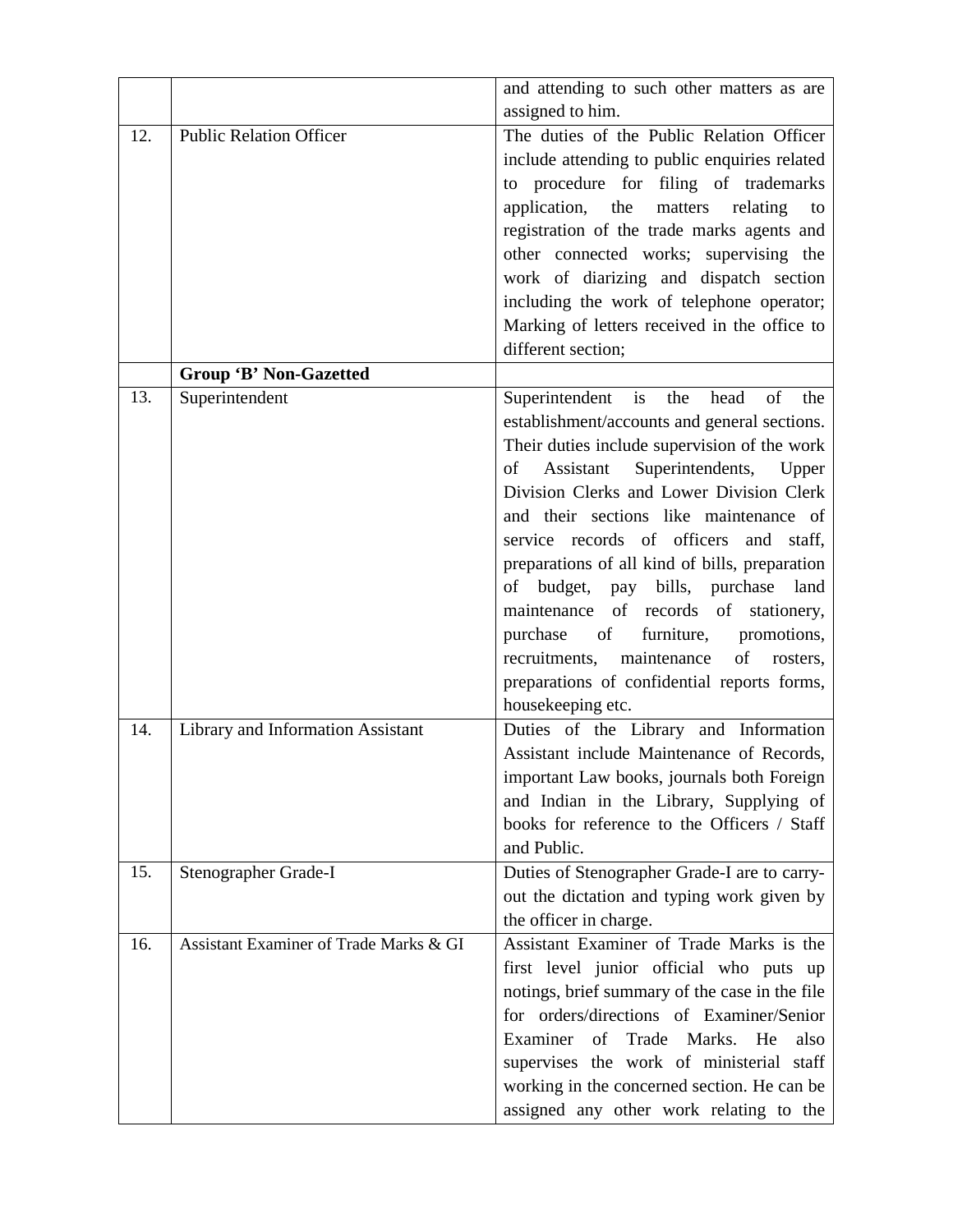| | | |
|---|---|---|
| | | and attending to such other matters as are assigned to him. |
| 12. | Public Relation Officer | The duties of the Public Relation Officer include attending to public enquiries related to procedure for filing of trademarks application, the matters relating to registration of the trade marks agents and other connected works; supervising the work of diarizing and dispatch section including the work of telephone operator; Marking of letters received in the office to different section; |
| | **Group 'B' Non-Gazetted** | |
| 13. | Superintendent | Superintendent is the head of the establishment/accounts and general sections. Their duties include supervision of the work of Assistant Superintendents, Upper Division Clerks and Lower Division Clerk and their sections like maintenance of service records of officers and staff, preparations of all kind of bills, preparation of budget, pay bills, purchase land maintenance of records of stationery, purchase of furniture, promotions, recruitments, maintenance of rosters, preparations of confidential reports forms, housekeeping etc. |
| 14. | Library and Information Assistant | Duties of the Library and Information Assistant include Maintenance of Records, important Law books, journals both Foreign and Indian in the Library, Supplying of books for reference to the Officers / Staff and Public. |
| 15. | Stenographer Grade-I | Duties of Stenographer Grade-I are to carry-out the dictation and typing work given by the officer in charge. |
| 16. | Assistant Examiner of Trade Marks & GI | Assistant Examiner of Trade Marks is the first level junior official who puts up notings, brief summary of the case in the file for orders/directions of Examiner/Senior Examiner of Trade Marks. He also supervises the work of ministerial staff working in the concerned section. He can be assigned any other work relating to the |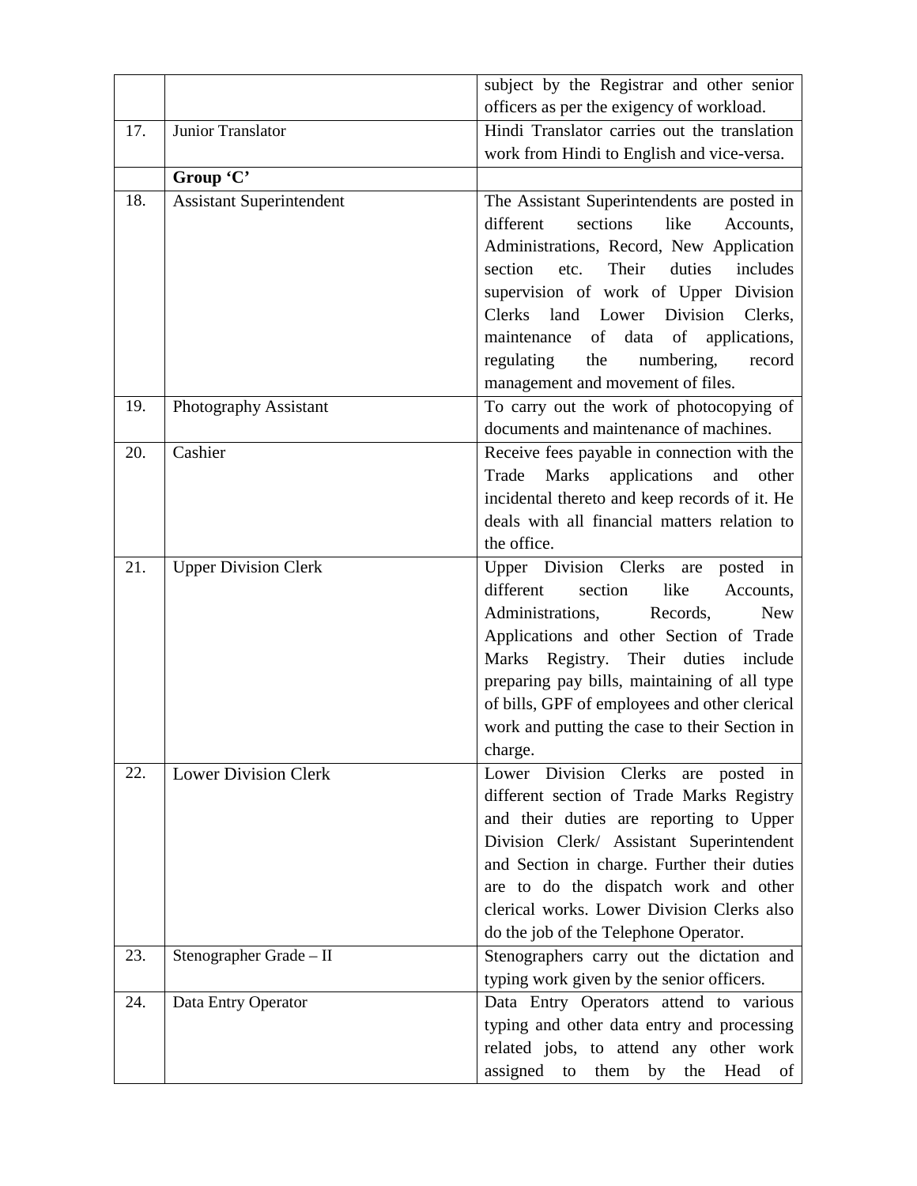| | | |
|---|---|---|
| | | subject by the Registrar and other senior officers as per the exigency of workload. |
| 17. | Junior Translator | Hindi Translator carries out the translation work from Hindi to English and vice-versa. |
| | **Group 'C'** | |
| 18. | Assistant Superintendent | The Assistant Superintendents are posted in different sections like Accounts, Administrations, Record, New Application section etc. Their duties includes supervision of work of Upper Division Clerks land Lower Division Clerks, maintenance of data of applications, regulating the numbering, record management and movement of files. |
| 19. | Photography Assistant | To carry out the work of photocopying of documents and maintenance of machines. |
| 20. | Cashier | Receive fees payable in connection with the Trade Marks applications and other incidental thereto and keep records of it. He deals with all financial matters relation to the office. |
| 21. | Upper Division Clerk | Upper Division Clerks are posted in different section like Accounts, Administrations, Records, New Applications and other Section of Trade Marks Registry. Their duties include preparing pay bills, maintaining of all type of bills, GPF of employees and other clerical work and putting the case to their Section in charge. |
| 22. | Lower Division Clerk | Lower Division Clerks are posted in different section of Trade Marks Registry and their duties are reporting to Upper Division Clerk/ Assistant Superintendent and Section in charge. Further their duties are to do the dispatch work and other clerical works. Lower Division Clerks also do the job of the Telephone Operator. |
| 23. | Stenographer Grade – II | Stenographers carry out the dictation and typing work given by the senior officers. |
| 24. | Data Entry Operator | Data Entry Operators attend to various typing and other data entry and processing related jobs, to attend any other work assigned to them by the Head of |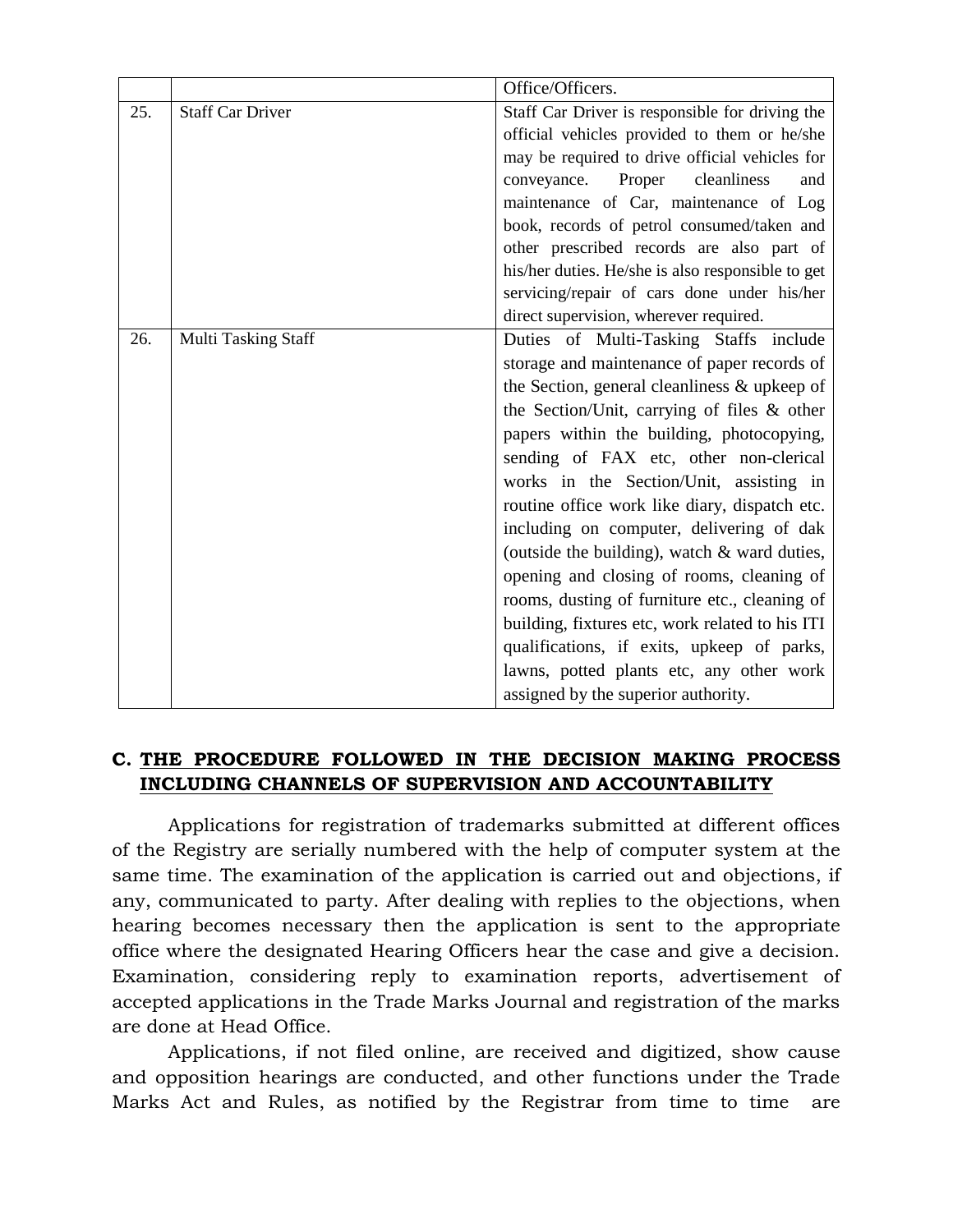| | | |
|---|---|---|
| | | Office/Officers. |
| 25. | Staff Car Driver | Staff Car Driver is responsible for driving the official vehicles provided to them or he/she may be required to drive official vehicles for conveyance. Proper cleanliness and maintenance of Car, maintenance of Log book, records of petrol consumed/taken and other prescribed records are also part of his/her duties. He/she is also responsible to get servicing/repair of cars done under his/her direct supervision, wherever required. |
| 26. | Multi Tasking Staff | Duties of Multi-Tasking Staffs include storage and maintenance of paper records of the Section, general cleanliness & upkeep of the Section/Unit, carrying of files & other papers within the building, photocopying, sending of FAX etc, other non-clerical works in the Section/Unit, assisting in routine office work like diary, dispatch etc. including on computer, delivering of dak (outside the building), watch & ward duties, opening and closing of rooms, cleaning of rooms, dusting of furniture etc., cleaning of building, fixtures etc, work related to his ITI qualifications, if exits, upkeep of parks, lawns, potted plants etc, any other work assigned by the superior authority. |

## C. THE PROCEDURE FOLLOWED IN THE DECISION MAKING PROCESS INCLUDING CHANNELS OF SUPERVISION AND ACCOUNTABILITY

Applications for registration of trademarks submitted at different offices of the Registry are serially numbered with the help of computer system at the same time. The examination of the application is carried out and objections, if any, communicated to party. After dealing with replies to the objections, when hearing becomes necessary then the application is sent to the appropriate office where the designated Hearing Officers hear the case and give a decision. Examination, considering reply to examination reports, advertisement of accepted applications in the Trade Marks Journal and registration of the marks are done at Head Office.

Applications, if not filed online, are received and digitized, show cause and opposition hearings are conducted, and other functions under the Trade Marks Act and Rules, as notified by the Registrar from time to time are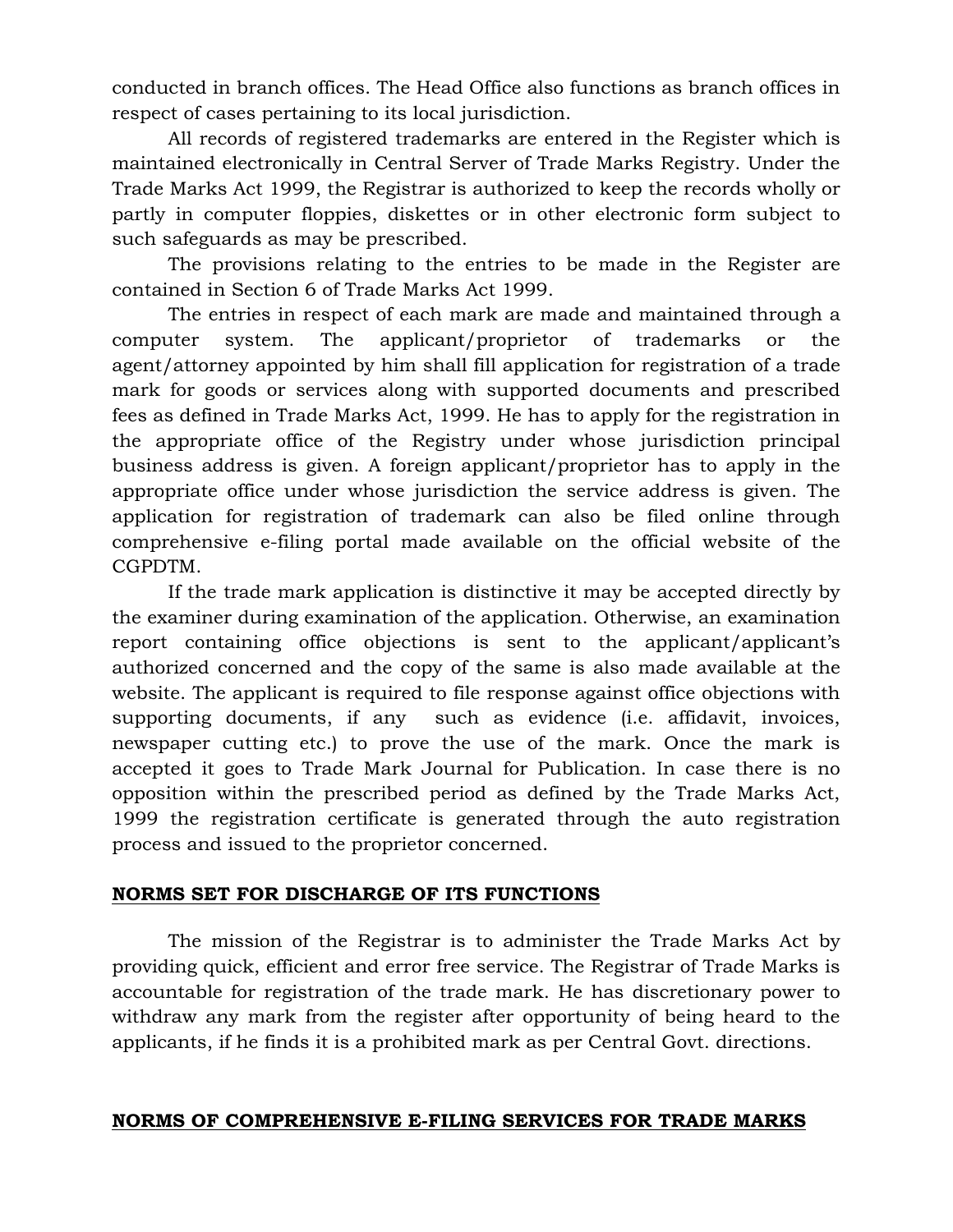conducted in branch offices. The Head Office also functions as branch offices in respect of cases pertaining to its local jurisdiction.

All records of registered trademarks are entered in the Register which is maintained electronically in Central Server of Trade Marks Registry. Under the Trade Marks Act 1999, the Registrar is authorized to keep the records wholly or partly in computer floppies, diskettes or in other electronic form subject to such safeguards as may be prescribed.

The provisions relating to the entries to be made in the Register are contained in Section 6 of Trade Marks Act 1999.

The entries in respect of each mark are made and maintained through a computer system. The applicant/proprietor of trademarks or the agent/attorney appointed by him shall fill application for registration of a trade mark for goods or services along with supported documents and prescribed fees as defined in Trade Marks Act, 1999. He has to apply for the registration in the appropriate office of the Registry under whose jurisdiction principal business address is given. A foreign applicant/proprietor has to apply in the appropriate office under whose jurisdiction the service address is given. The application for registration of trademark can also be filed online through comprehensive e-filing portal made available on the official website of the CGPDTM.

If the trade mark application is distinctive it may be accepted directly by the examiner during examination of the application. Otherwise, an examination report containing office objections is sent to the applicant/applicant's authorized concerned and the copy of the same is also made available at the website. The applicant is required to file response against office objections with supporting documents, if any such as evidence (i.e. affidavit, invoices, newspaper cutting etc.) to prove the use of the mark. Once the mark is accepted it goes to Trade Mark Journal for Publication. In case there is no opposition within the prescribed period as defined by the Trade Marks Act, 1999 the registration certificate is generated through the auto registration process and issued to the proprietor concerned.

## NORMS SET FOR DISCHARGE OF ITS FUNCTIONS

The mission of the Registrar is to administer the Trade Marks Act by providing quick, efficient and error free service. The Registrar of Trade Marks is accountable for registration of the trade mark. He has discretionary power to withdraw any mark from the register after opportunity of being heard to the applicants, if he finds it is a prohibited mark as per Central Govt. directions.

## NORMS OF COMPREHENSIVE E-FILING SERVICES FOR TRADE MARKS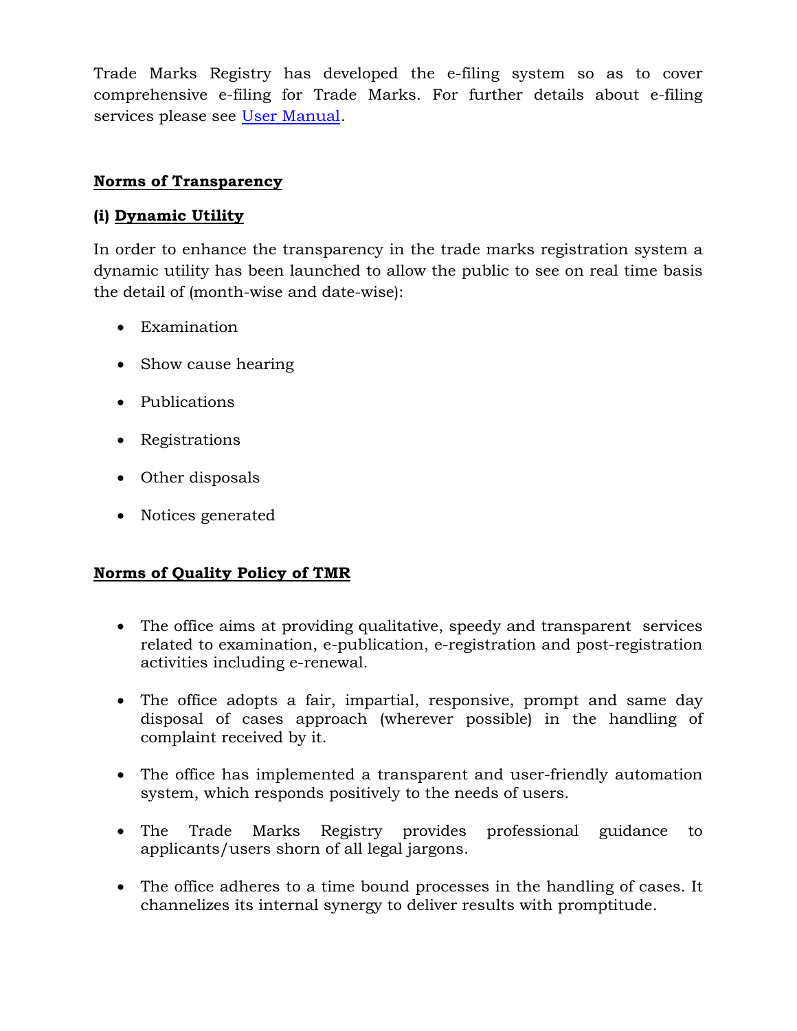Trade Marks Registry has developed the e-filing system so as to cover comprehensive e-filing for Trade Marks. For further details about e-filing services please see User Manual.

## Norms of Transparency

### (i) Dynamic Utility

In order to enhance the transparency in the trade marks registration system a dynamic utility has been launched to allow the public to see on real time basis the detail of (month-wise and date-wise):

- Examination
- Show cause hearing
- Publications
- Registrations
- Other disposals
- Notices generated

## Norms of Quality Policy of TMR

- The office aims at providing qualitative, speedy and transparent services related to examination, e-publication, e-registration and post-registration activities including e-renewal.
- The office adopts a fair, impartial, responsive, prompt and same day disposal of cases approach (wherever possible) in the handling of complaint received by it.
- The office has implemented a transparent and user-friendly automation system, which responds positively to the needs of users.
- The Trade Marks Registry provides professional guidance to applicants/users shorn of all legal jargons.
- The office adheres to a time bound processes in the handling of cases. It channelizes its internal synergy to deliver results with promptitude.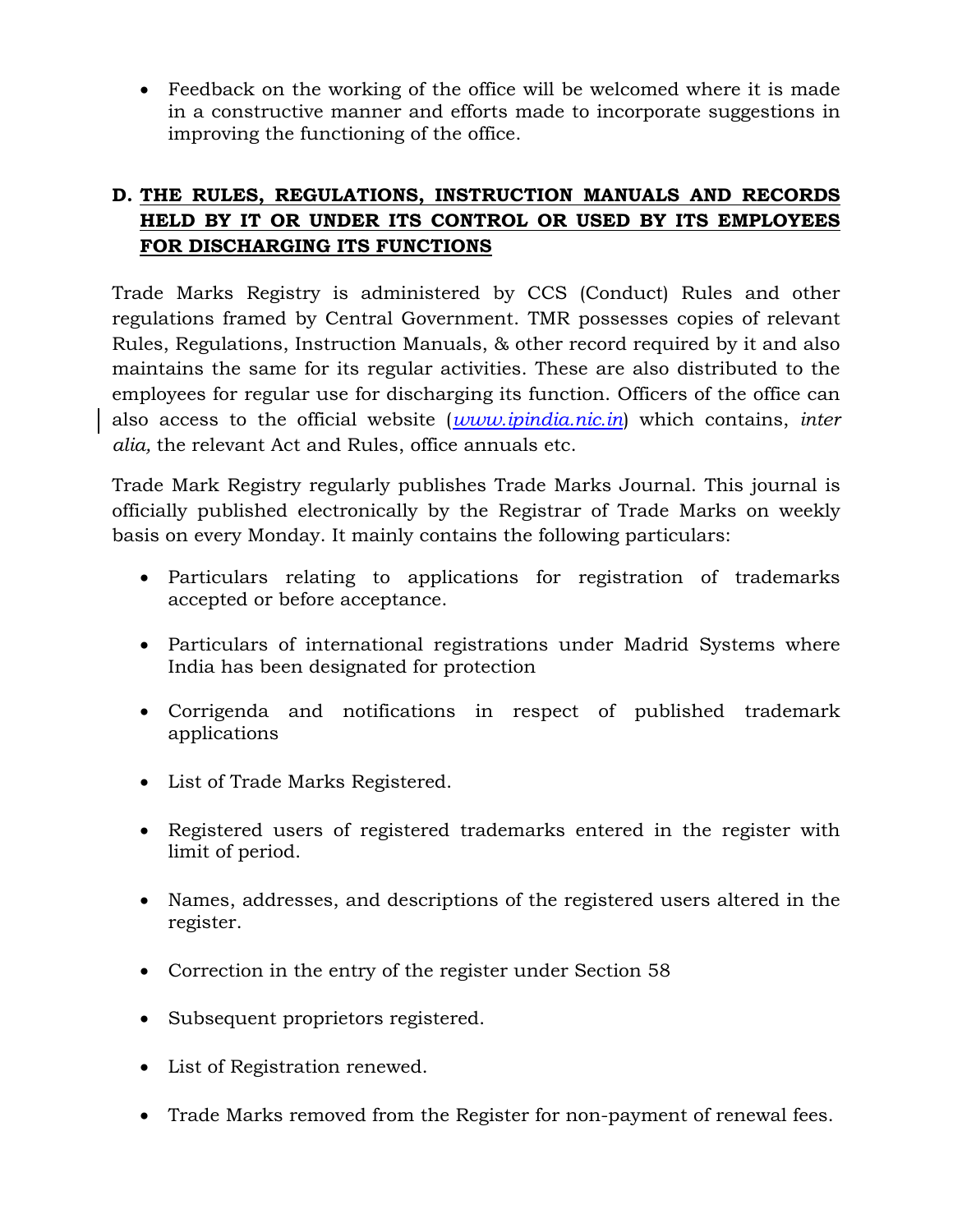- Feedback on the working of the office will be welcomed where it is made in a constructive manner and efforts made to incorporate suggestions in improving the functioning of the office.

## D. THE RULES, REGULATIONS, INSTRUCTION MANUALS AND RECORDS HELD BY IT OR UNDER ITS CONTROL OR USED BY ITS EMPLOYEES FOR DISCHARGING ITS FUNCTIONS

Trade Marks Registry is administered by CCS (Conduct) Rules and other regulations framed by Central Government. TMR possesses copies of relevant Rules, Regulations, Instruction Manuals, & other record required by it and also maintains the same for its regular activities. These are also distributed to the employees for regular use for discharging its function. Officers of the office can also access to the official website (*www.ipindia.nic.in*) which contains, *inter alia,* the relevant Act and Rules, office annuals etc.

Trade Mark Registry regularly publishes Trade Marks Journal. This journal is officially published electronically by the Registrar of Trade Marks on weekly basis on every Monday. It mainly contains the following particulars:

- Particulars relating to applications for registration of trademarks accepted or before acceptance.
- Particulars of international registrations under Madrid Systems where India has been designated for protection
- Corrigenda and notifications in respect of published trademark applications
- List of Trade Marks Registered.
- Registered users of registered trademarks entered in the register with limit of period.
- Names, addresses, and descriptions of the registered users altered in the register.
- Correction in the entry of the register under Section 58
- Subsequent proprietors registered.
- List of Registration renewed.
- Trade Marks removed from the Register for non-payment of renewal fees.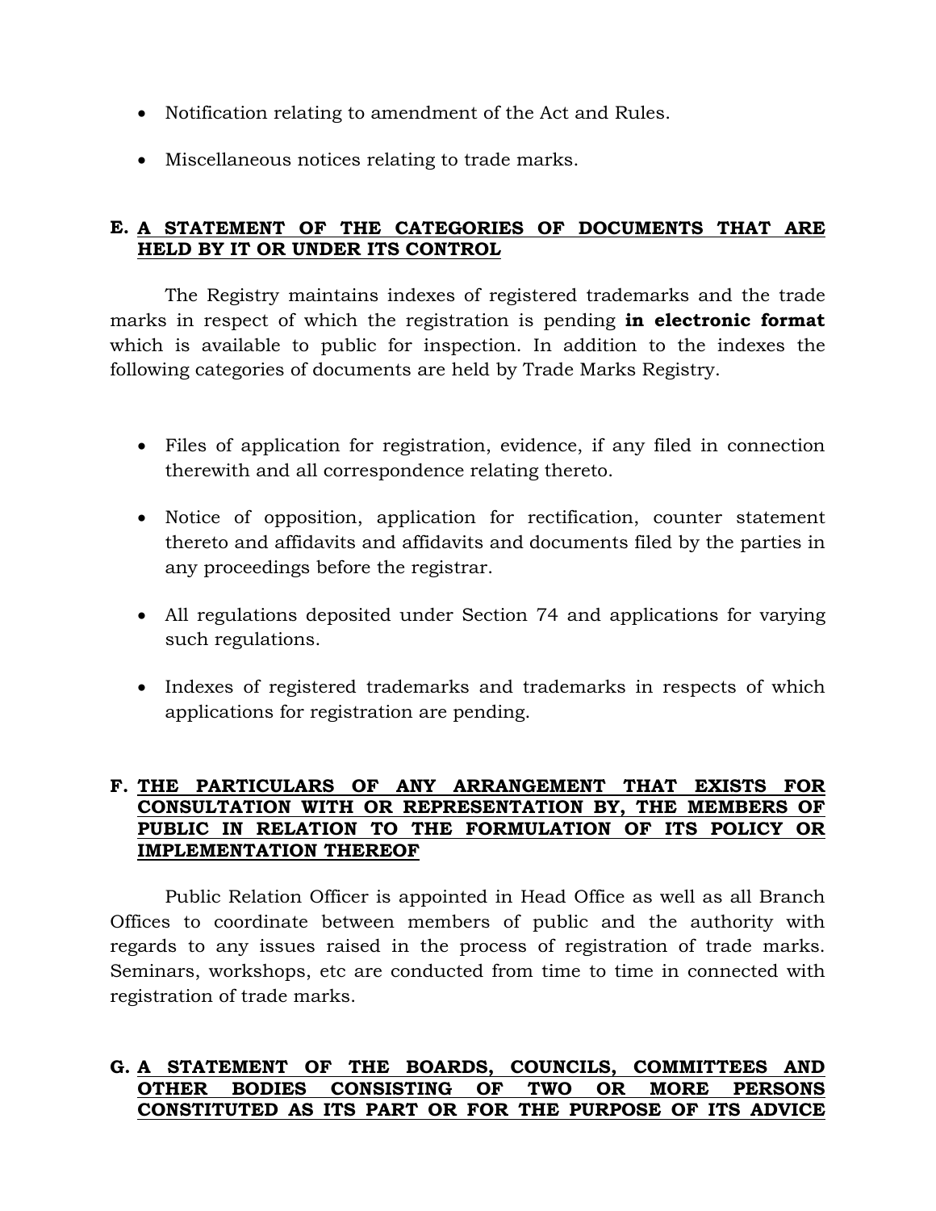- Notification relating to amendment of the Act and Rules.
- Miscellaneous notices relating to trade marks.

## E. A STATEMENT OF THE CATEGORIES OF DOCUMENTS THAT ARE HELD BY IT OR UNDER ITS CONTROL

The Registry maintains indexes of registered trademarks and the trade marks in respect of which the registration is pending **in electronic format** which is available to public for inspection. In addition to the indexes the following categories of documents are held by Trade Marks Registry.

- Files of application for registration, evidence, if any filed in connection therewith and all correspondence relating thereto.
- Notice of opposition, application for rectification, counter statement thereto and affidavits and affidavits and documents filed by the parties in any proceedings before the registrar.
- All regulations deposited under Section 74 and applications for varying such regulations.
- Indexes of registered trademarks and trademarks in respects of which applications for registration are pending.

## F. THE PARTICULARS OF ANY ARRANGEMENT THAT EXISTS FOR CONSULTATION WITH OR REPRESENTATION BY, THE MEMBERS OF PUBLIC IN RELATION TO THE FORMULATION OF ITS POLICY OR IMPLEMENTATION THEREOF

Public Relation Officer is appointed in Head Office as well as all Branch Offices to coordinate between members of public and the authority with regards to any issues raised in the process of registration of trade marks. Seminars, workshops, etc are conducted from time to time in connected with registration of trade marks.

## G. A STATEMENT OF THE BOARDS, COUNCILS, COMMITTEES AND OTHER BODIES CONSISTING OF TWO OR MORE PERSONS CONSTITUTED AS ITS PART OR FOR THE PURPOSE OF ITS ADVICE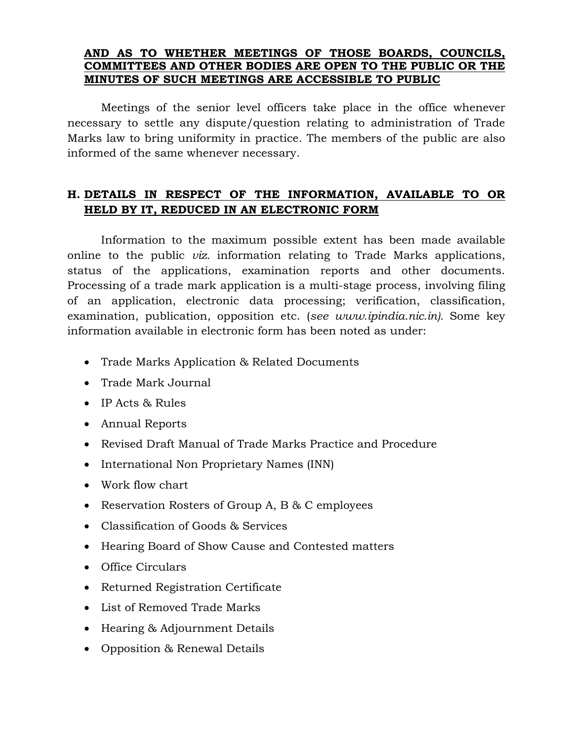**AND AS TO WHETHER MEETINGS OF THOSE BOARDS, COUNCILS, COMMITTEES AND OTHER BODIES ARE OPEN TO THE PUBLIC OR THE MINUTES OF SUCH MEETINGS ARE ACCESSIBLE TO PUBLIC**

Meetings of the senior level officers take place in the office whenever necessary to settle any dispute/question relating to administration of Trade Marks law to bring uniformity in practice. The members of the public are also informed of the same whenever necessary.

## H. DETAILS IN RESPECT OF THE INFORMATION, AVAILABLE TO OR HELD BY IT, REDUCED IN AN ELECTRONIC FORM

Information to the maximum possible extent has been made available online to the public *viz.* information relating to Trade Marks applications, status of the applications, examination reports and other documents. Processing of a trade mark application is a multi-stage process, involving filing of an application, electronic data processing; verification, classification, examination, publication, opposition etc. (*see www.ipindia.nic.in)*. Some key information available in electronic form has been noted as under:

- Trade Marks Application & Related Documents
- Trade Mark Journal
- IP Acts & Rules
- Annual Reports
- Revised Draft Manual of Trade Marks Practice and Procedure
- International Non Proprietary Names (INN)
- Work flow chart
- Reservation Rosters of Group A, B & C employees
- Classification of Goods & Services
- Hearing Board of Show Cause and Contested matters
- Office Circulars
- Returned Registration Certificate
- List of Removed Trade Marks
- Hearing & Adjournment Details
- Opposition & Renewal Details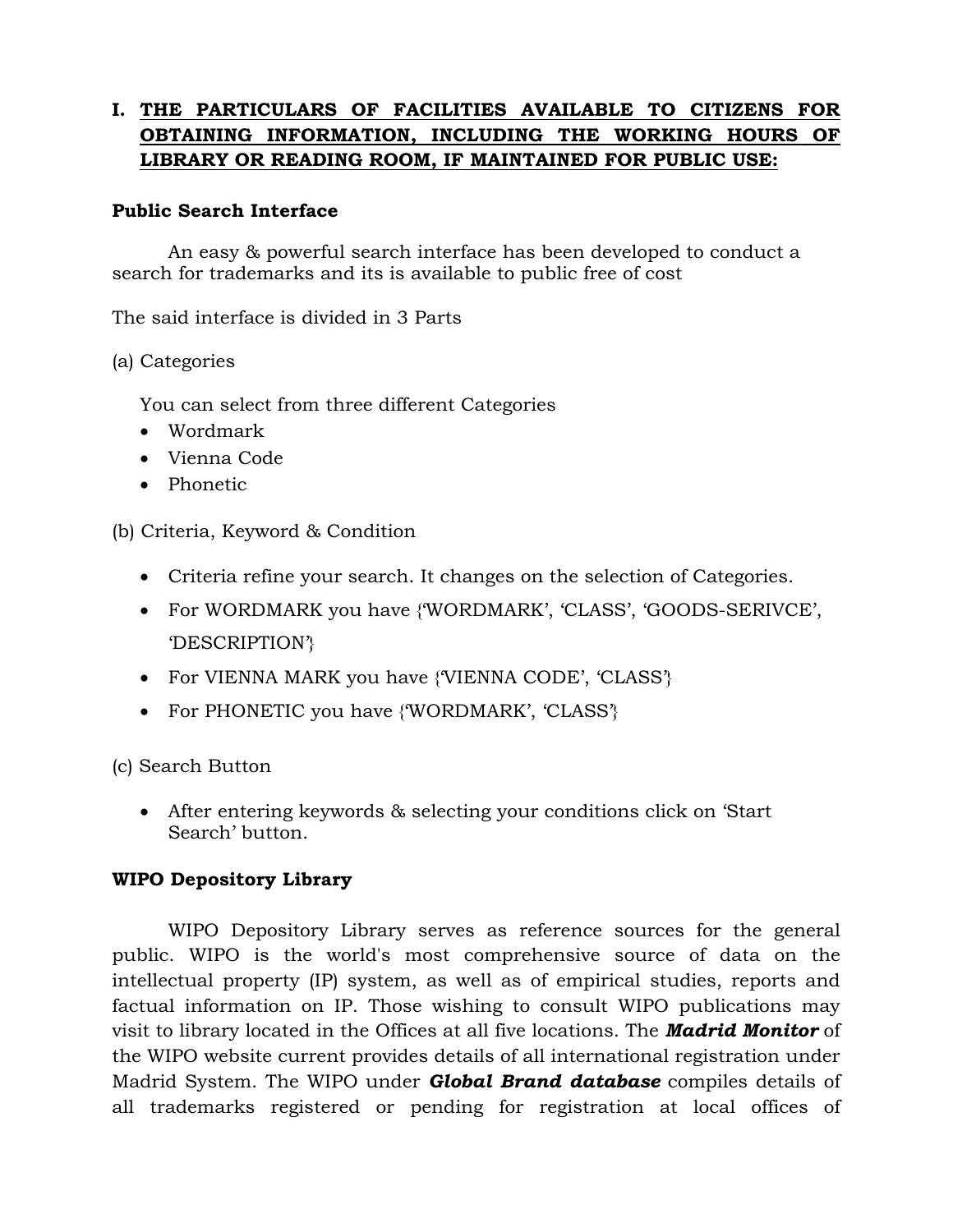## I. THE PARTICULARS OF FACILITIES AVAILABLE TO CITIZENS FOR OBTAINING INFORMATION, INCLUDING THE WORKING HOURS OF LIBRARY OR READING ROOM, IF MAINTAINED FOR PUBLIC USE:

**Public Search Interface**

An easy & powerful search interface has been developed to conduct a search for trademarks and its is available to public free of cost

The said interface is divided in 3 Parts

(a) Categories

You can select from three different Categories

- Wordmark
- Vienna Code
- Phonetic

(b) Criteria, Keyword & Condition

- Criteria refine your search. It changes on the selection of Categories.
- For WORDMARK you have {'WORDMARK', 'CLASS', 'GOODS-SERIVCE', 'DESCRIPTION'}
- For VIENNA MARK you have {'VIENNA CODE', 'CLASS'}
- For PHONETIC you have {'WORDMARK', 'CLASS'}

(c) Search Button

- After entering keywords & selecting your conditions click on 'Start Search' button.

**WIPO Depository Library**

WIPO Depository Library serves as reference sources for the general public. WIPO is the world's most comprehensive source of data on the intellectual property (IP) system, as well as of empirical studies, reports and factual information on IP. Those wishing to consult WIPO publications may visit to library located in the Offices at all five locations. The ***Madrid Monitor*** of the WIPO website current provides details of all international registration under Madrid System. The WIPO under ***Global Brand database*** compiles details of all trademarks registered or pending for registration at local offices of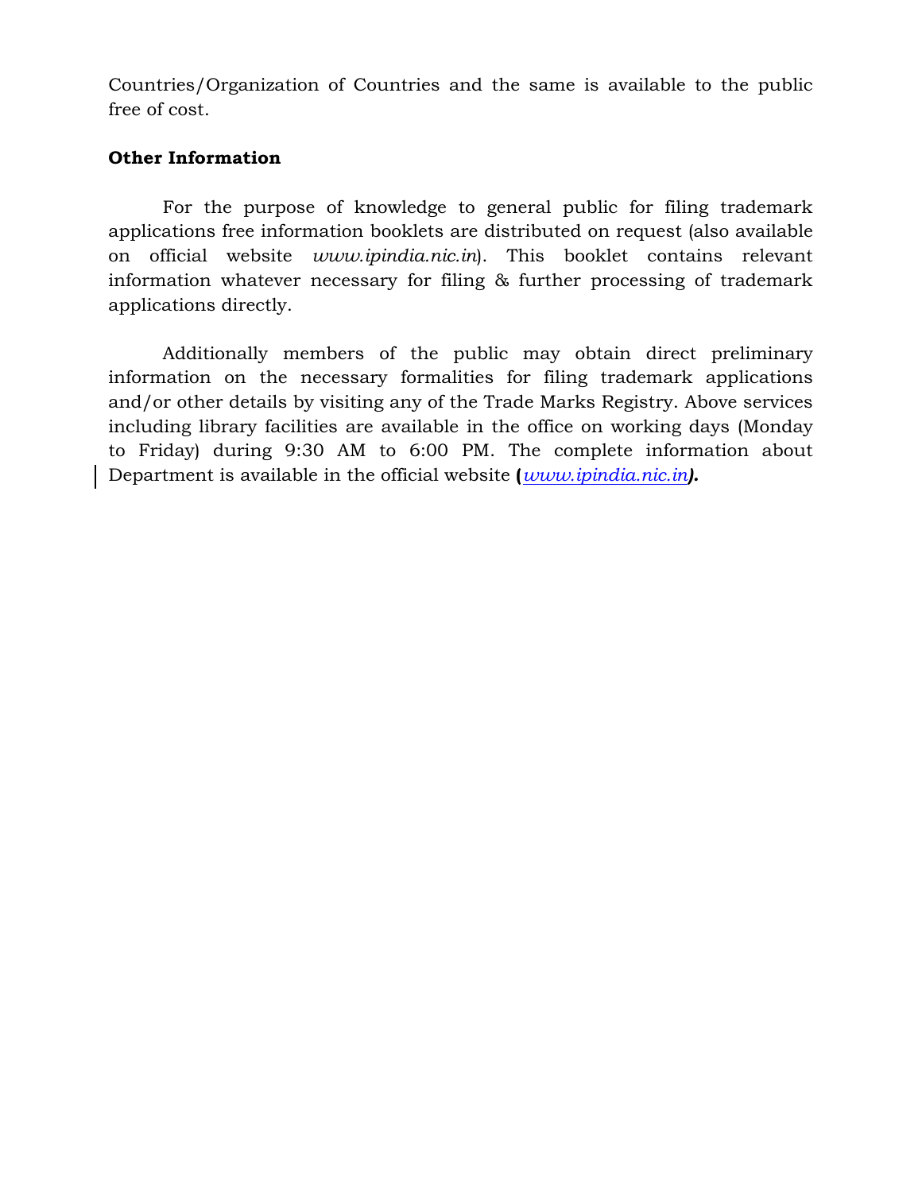Countries/Organization of Countries and the same is available to the public free of cost.

**Other Information**

For the purpose of knowledge to general public for filing trademark applications free information booklets are distributed on request (also available on official website *www.ipindia.nic.in*). This booklet contains relevant information whatever necessary for filing & further processing of trademark applications directly.

Additionally members of the public may obtain direct preliminary information on the necessary formalities for filing trademark applications and/or other details by visiting any of the Trade Marks Registry. Above services including library facilities are available in the office on working days (Monday to Friday) during 9:30 AM to 6:00 PM. The complete information about Department is available in the official website **(*www.ipindia.nic.in*).**